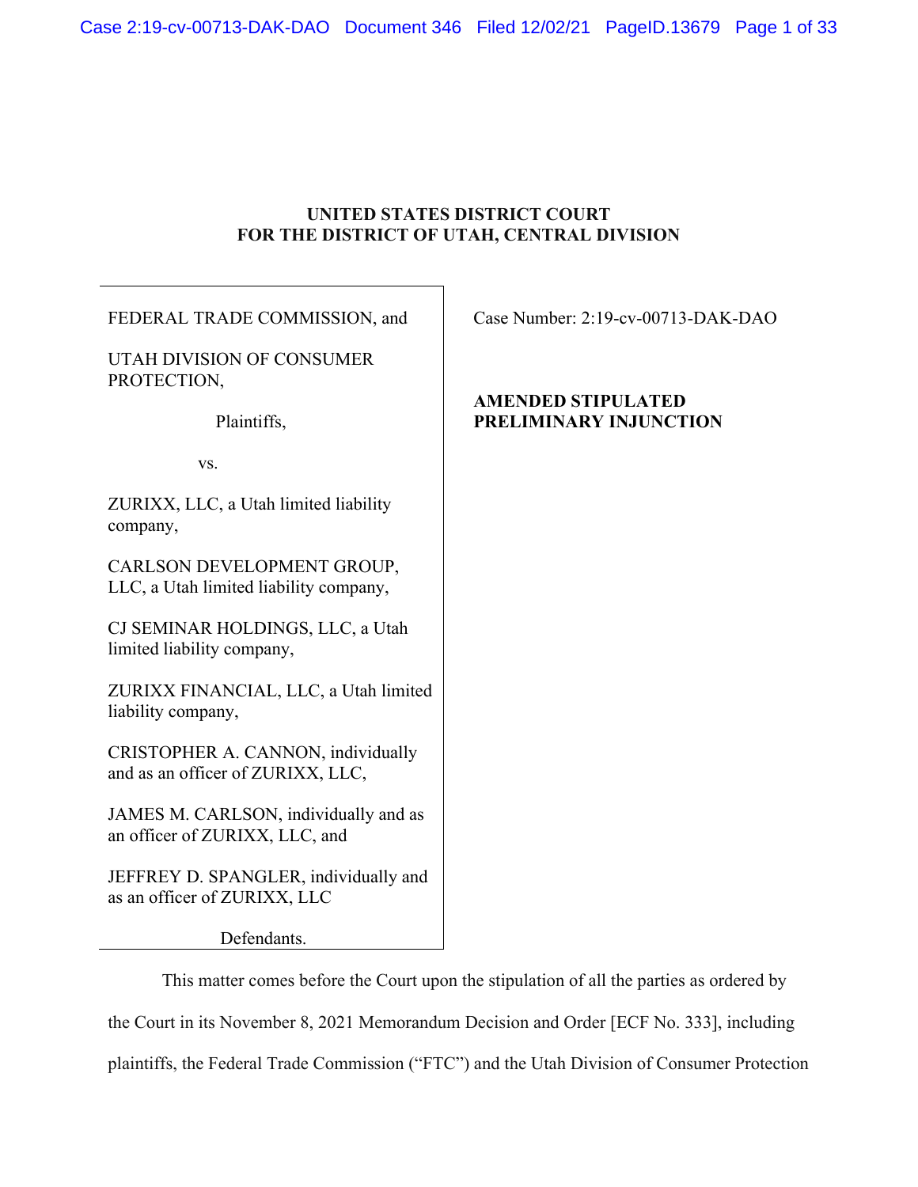**UNITED STATES DISTRICT COURT**
**FOR THE DISTRICT OF UTAH, CENTRAL DIVISION**

FEDERAL TRADE COMMISSION, and

UTAH DIVISION OF CONSUMER PROTECTION,

Plaintiffs,

vs.

ZURIXX, LLC, a Utah limited liability company,

CARLSON DEVELOPMENT GROUP, LLC, a Utah limited liability company,

CJ SEMINAR HOLDINGS, LLC, a Utah limited liability company,

ZURIXX FINANCIAL, LLC, a Utah limited liability company,

CRISTOPHER A. CANNON, individually and as an officer of ZURIXX, LLC,

JAMES M. CARLSON, individually and as an officer of ZURIXX, LLC, and

JEFFREY D. SPANGLER, individually and as an officer of ZURIXX, LLC

Defendants.

Case Number: 2:19-cv-00713-DAK-DAO

**AMENDED STIPULATED PRELIMINARY INJUNCTION**

This matter comes before the Court upon the stipulation of all the parties as ordered by the Court in its November 8, 2021 Memorandum Decision and Order [ECF No. 333], including plaintiffs, the Federal Trade Commission ("FTC") and the Utah Division of Consumer Protection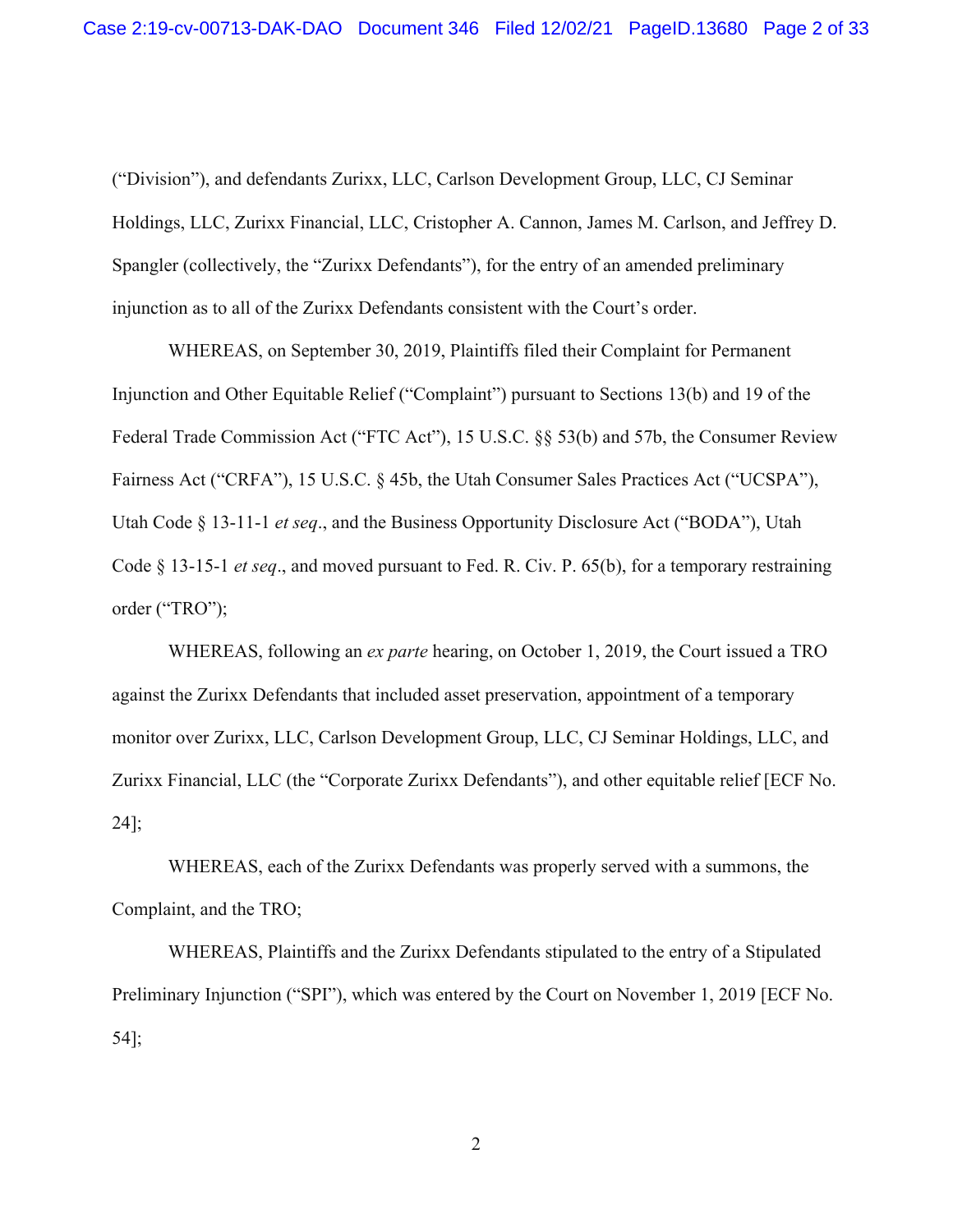("Division"), and defendants Zurixx, LLC, Carlson Development Group, LLC, CJ Seminar Holdings, LLC, Zurixx Financial, LLC, Cristopher A. Cannon, James M. Carlson, and Jeffrey D. Spangler (collectively, the "Zurixx Defendants"), for the entry of an amended preliminary injunction as to all of the Zurixx Defendants consistent with the Court's order.

WHEREAS, on September 30, 2019, Plaintiffs filed their Complaint for Permanent Injunction and Other Equitable Relief ("Complaint") pursuant to Sections 13(b) and 19 of the Federal Trade Commission Act ("FTC Act"), 15 U.S.C. §§ 53(b) and 57b, the Consumer Review Fairness Act ("CRFA"), 15 U.S.C. § 45b, the Utah Consumer Sales Practices Act ("UCSPA"), Utah Code § 13-11-1 *et seq*., and the Business Opportunity Disclosure Act ("BODA"), Utah Code § 13-15-1 *et seq*., and moved pursuant to Fed. R. Civ. P. 65(b), for a temporary restraining order ("TRO");

WHEREAS, following an *ex parte* hearing, on October 1, 2019, the Court issued a TRO against the Zurixx Defendants that included asset preservation, appointment of a temporary monitor over Zurixx, LLC, Carlson Development Group, LLC, CJ Seminar Holdings, LLC, and Zurixx Financial, LLC (the "Corporate Zurixx Defendants"), and other equitable relief [ECF No. 24];

WHEREAS, each of the Zurixx Defendants was properly served with a summons, the Complaint, and the TRO;

WHEREAS, Plaintiffs and the Zurixx Defendants stipulated to the entry of a Stipulated Preliminary Injunction ("SPI"), which was entered by the Court on November 1, 2019 [ECF No. 54];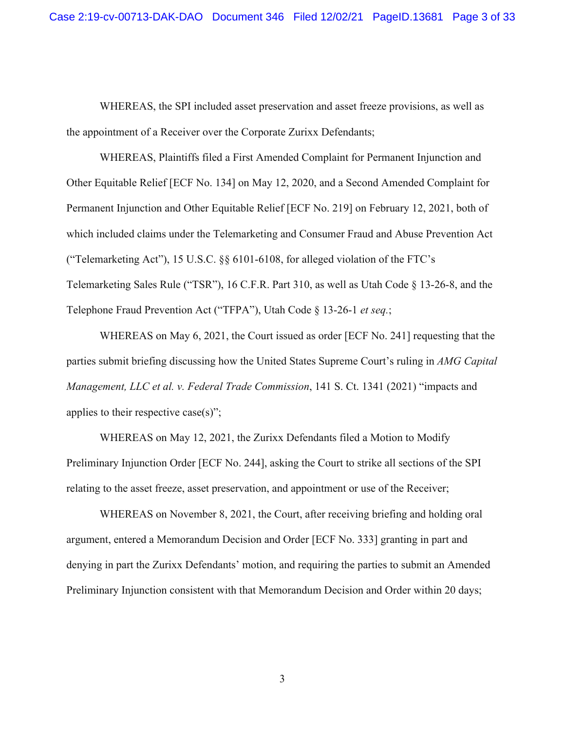WHEREAS, the SPI included asset preservation and asset freeze provisions, as well as the appointment of a Receiver over the Corporate Zurixx Defendants;

WHEREAS, Plaintiffs filed a First Amended Complaint for Permanent Injunction and Other Equitable Relief [ECF No. 134] on May 12, 2020, and a Second Amended Complaint for Permanent Injunction and Other Equitable Relief [ECF No. 219] on February 12, 2021, both of which included claims under the Telemarketing and Consumer Fraud and Abuse Prevention Act ("Telemarketing Act"), 15 U.S.C. §§ 6101-6108, for alleged violation of the FTC's Telemarketing Sales Rule ("TSR"), 16 C.F.R. Part 310, as well as Utah Code § 13-26-8, and the Telephone Fraud Prevention Act ("TFPA"), Utah Code § 13-26-1 *et seq.*;

WHEREAS on May 6, 2021, the Court issued as order [ECF No. 241] requesting that the parties submit briefing discussing how the United States Supreme Court's ruling in *AMG Capital Management, LLC et al. v. Federal Trade Commission*, 141 S. Ct. 1341 (2021) "impacts and applies to their respective case(s)";

WHEREAS on May 12, 2021, the Zurixx Defendants filed a Motion to Modify Preliminary Injunction Order [ECF No. 244], asking the Court to strike all sections of the SPI relating to the asset freeze, asset preservation, and appointment or use of the Receiver;

WHEREAS on November 8, 2021, the Court, after receiving briefing and holding oral argument, entered a Memorandum Decision and Order [ECF No. 333] granting in part and denying in part the Zurixx Defendants' motion, and requiring the parties to submit an Amended Preliminary Injunction consistent with that Memorandum Decision and Order within 20 days;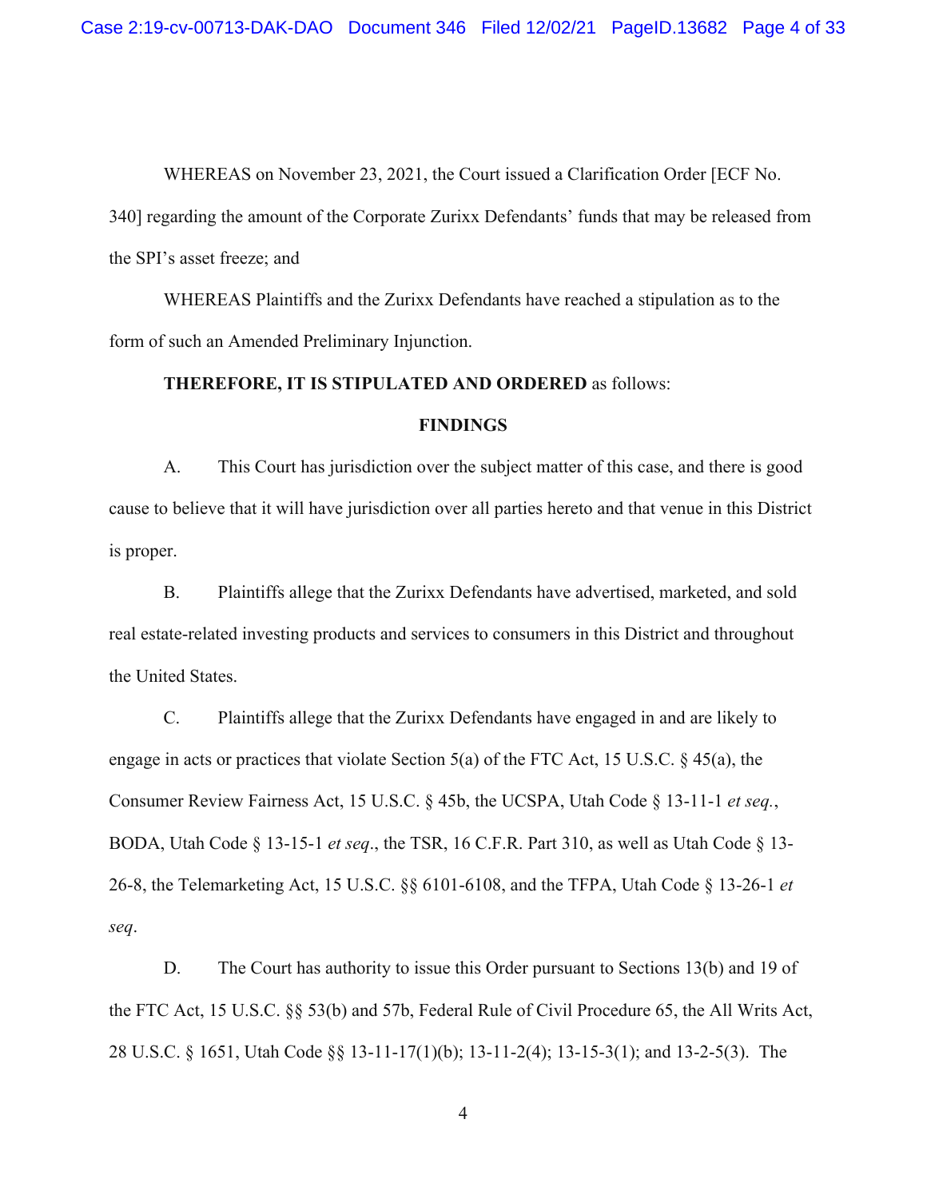WHEREAS on November 23, 2021, the Court issued a Clarification Order [ECF No. 340] regarding the amount of the Corporate Zurixx Defendants' funds that may be released from the SPI's asset freeze; and

WHEREAS Plaintiffs and the Zurixx Defendants have reached a stipulation as to the form of such an Amended Preliminary Injunction.

**THEREFORE, IT IS STIPULATED AND ORDERED** as follows:

## FINDINGS

A. This Court has jurisdiction over the subject matter of this case, and there is good cause to believe that it will have jurisdiction over all parties hereto and that venue in this District is proper.

B. Plaintiffs allege that the Zurixx Defendants have advertised, marketed, and sold real estate-related investing products and services to consumers in this District and throughout the United States.

C. Plaintiffs allege that the Zurixx Defendants have engaged in and are likely to engage in acts or practices that violate Section 5(a) of the FTC Act, 15 U.S.C. § 45(a), the Consumer Review Fairness Act, 15 U.S.C. § 45b, the UCSPA, Utah Code § 13-11-1 *et seq.*, BODA, Utah Code § 13-15-1 *et seq*., the TSR, 16 C.F.R. Part 310, as well as Utah Code § 13-26-8, the Telemarketing Act, 15 U.S.C. §§ 6101-6108, and the TFPA, Utah Code § 13-26-1 *et seq*.

D. The Court has authority to issue this Order pursuant to Sections 13(b) and 19 of the FTC Act, 15 U.S.C. §§ 53(b) and 57b, Federal Rule of Civil Procedure 65, the All Writs Act, 28 U.S.C. § 1651, Utah Code §§ 13-11-17(1)(b); 13-11-2(4); 13-15-3(1); and 13-2-5(3). The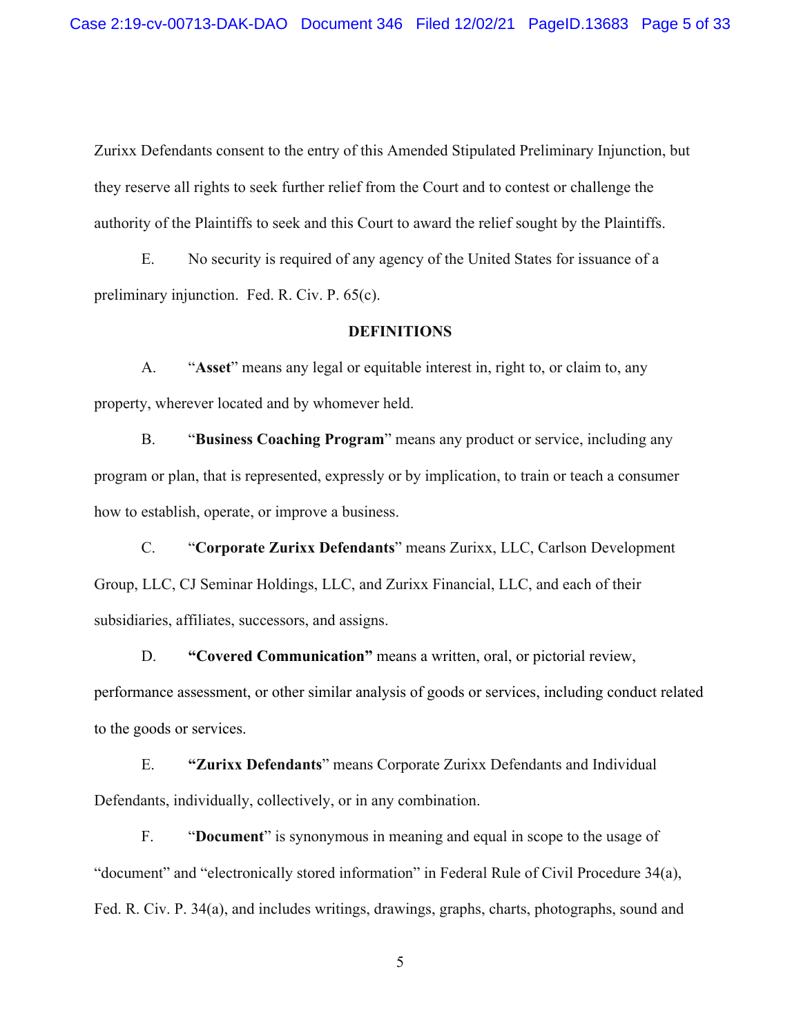Zurixx Defendants consent to the entry of this Amended Stipulated Preliminary Injunction, but they reserve all rights to seek further relief from the Court and to contest or challenge the authority of the Plaintiffs to seek and this Court to award the relief sought by the Plaintiffs.

E. No security is required of any agency of the United States for issuance of a preliminary injunction. Fed. R. Civ. P. 65(c).

## DEFINITIONS

A. "**Asset**" means any legal or equitable interest in, right to, or claim to, any property, wherever located and by whomever held.

B. "**Business Coaching Program**" means any product or service, including any program or plan, that is represented, expressly or by implication, to train or teach a consumer how to establish, operate, or improve a business.

C. "**Corporate Zurixx Defendants**" means Zurixx, LLC, Carlson Development Group, LLC, CJ Seminar Holdings, LLC, and Zurixx Financial, LLC, and each of their subsidiaries, affiliates, successors, and assigns.

D. **"Covered Communication"** means a written, oral, or pictorial review, performance assessment, or other similar analysis of goods or services, including conduct related to the goods or services.

E. **"Zurixx Defendants**" means Corporate Zurixx Defendants and Individual Defendants, individually, collectively, or in any combination.

F. "**Document**" is synonymous in meaning and equal in scope to the usage of "document" and "electronically stored information" in Federal Rule of Civil Procedure 34(a), Fed. R. Civ. P. 34(a), and includes writings, drawings, graphs, charts, photographs, sound and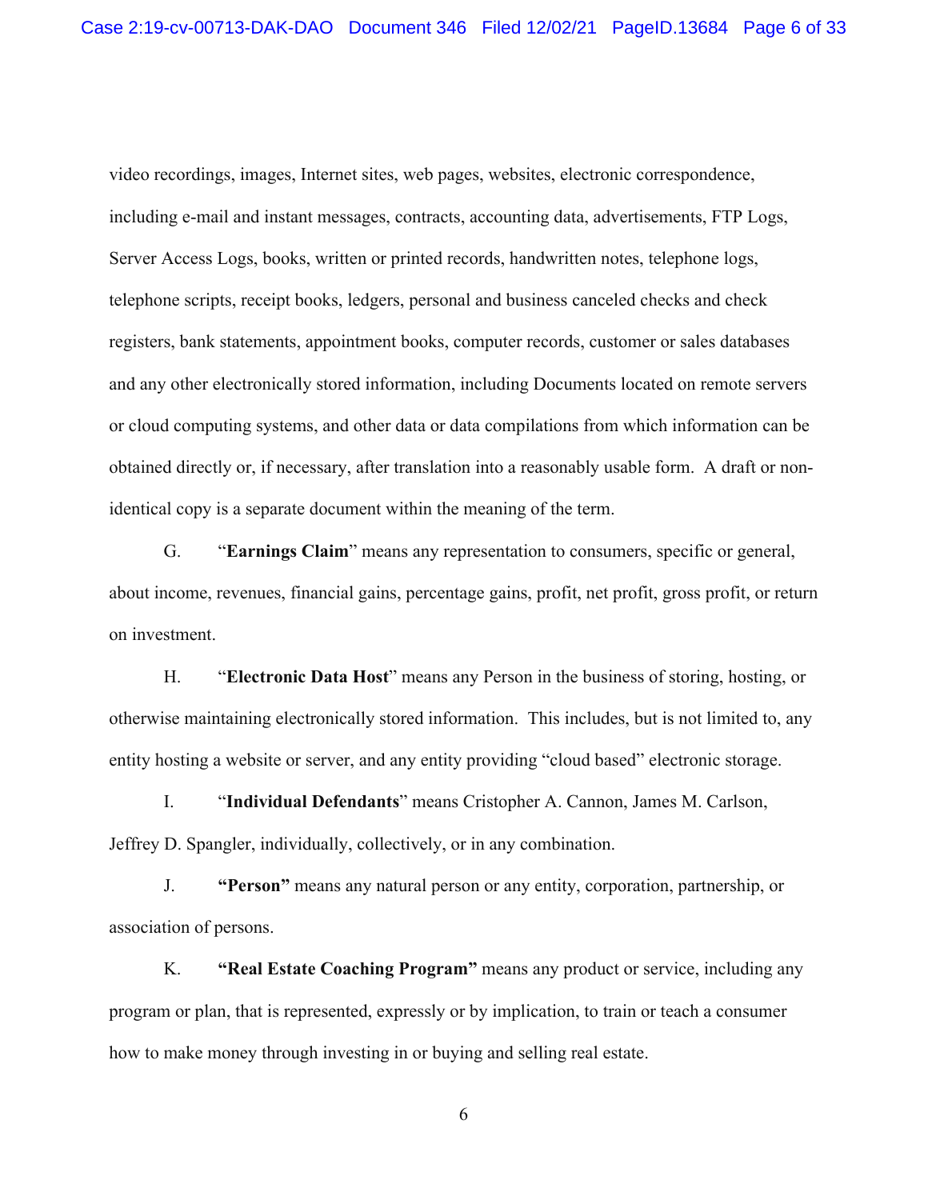video recordings, images, Internet sites, web pages, websites, electronic correspondence, including e-mail and instant messages, contracts, accounting data, advertisements, FTP Logs, Server Access Logs, books, written or printed records, handwritten notes, telephone logs, telephone scripts, receipt books, ledgers, personal and business canceled checks and check registers, bank statements, appointment books, computer records, customer or sales databases and any other electronically stored information, including Documents located on remote servers or cloud computing systems, and other data or data compilations from which information can be obtained directly or, if necessary, after translation into a reasonably usable form. A draft or non-identical copy is a separate document within the meaning of the term.

G. "**Earnings Claim**" means any representation to consumers, specific or general, about income, revenues, financial gains, percentage gains, profit, net profit, gross profit, or return on investment.

H. "**Electronic Data Host**" means any Person in the business of storing, hosting, or otherwise maintaining electronically stored information. This includes, but is not limited to, any entity hosting a website or server, and any entity providing "cloud based" electronic storage.

I. "**Individual Defendants**" means Cristopher A. Cannon, James M. Carlson, Jeffrey D. Spangler, individually, collectively, or in any combination.

J. **"Person"** means any natural person or any entity, corporation, partnership, or association of persons.

K. **"Real Estate Coaching Program"** means any product or service, including any program or plan, that is represented, expressly or by implication, to train or teach a consumer how to make money through investing in or buying and selling real estate.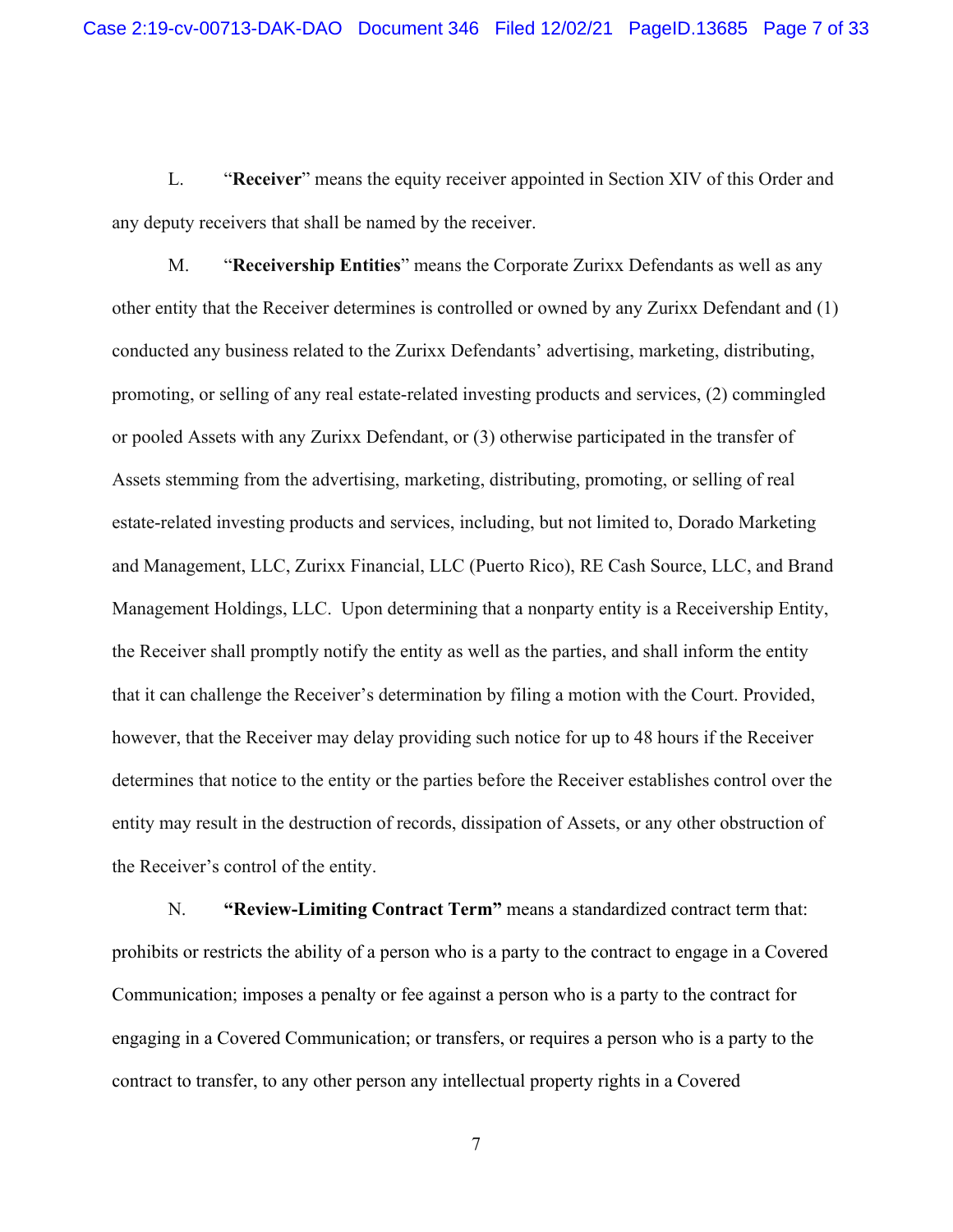L. “**Receiver**” means the equity receiver appointed in Section XIV of this Order and any deputy receivers that shall be named by the receiver.

M. “**Receivership Entities**” means the Corporate Zurixx Defendants as well as any other entity that the Receiver determines is controlled or owned by any Zurixx Defendant and (1) conducted any business related to the Zurixx Defendants’ advertising, marketing, distributing, promoting, or selling of any real estate-related investing products and services, (2) commingled or pooled Assets with any Zurixx Defendant, or (3) otherwise participated in the transfer of Assets stemming from the advertising, marketing, distributing, promoting, or selling of real estate-related investing products and services, including, but not limited to, Dorado Marketing and Management, LLC, Zurixx Financial, LLC (Puerto Rico), RE Cash Source, LLC, and Brand Management Holdings, LLC. Upon determining that a nonparty entity is a Receivership Entity, the Receiver shall promptly notify the entity as well as the parties, and shall inform the entity that it can challenge the Receiver’s determination by filing a motion with the Court. Provided, however, that the Receiver may delay providing such notice for up to 48 hours if the Receiver determines that notice to the entity or the parties before the Receiver establishes control over the entity may result in the destruction of records, dissipation of Assets, or any other obstruction of the Receiver’s control of the entity.

N. **“Review-Limiting Contract Term”** means a standardized contract term that: prohibits or restricts the ability of a person who is a party to the contract to engage in a Covered Communication; imposes a penalty or fee against a person who is a party to the contract for engaging in a Covered Communication; or transfers, or requires a person who is a party to the contract to transfer, to any other person any intellectual property rights in a Covered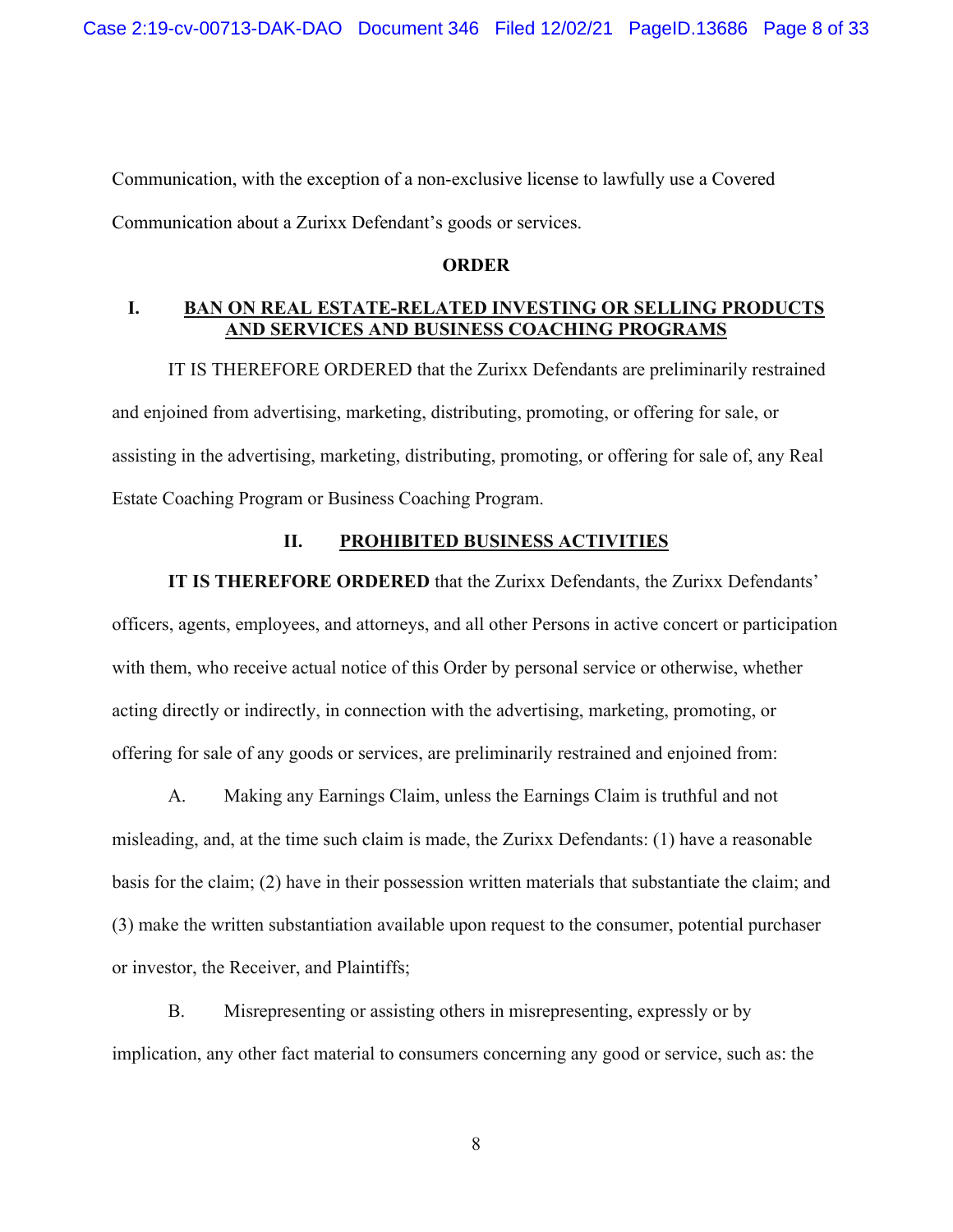Communication, with the exception of a non-exclusive license to lawfully use a Covered Communication about a Zurixx Defendant's goods or services.

**ORDER**

## I. BAN ON REAL ESTATE-RELATED INVESTING OR SELLING PRODUCTS AND SERVICES AND BUSINESS COACHING PROGRAMS

IT IS THEREFORE ORDERED that the Zurixx Defendants are preliminarily restrained and enjoined from advertising, marketing, distributing, promoting, or offering for sale, or assisting in the advertising, marketing, distributing, promoting, or offering for sale of, any Real Estate Coaching Program or Business Coaching Program.

## II. PROHIBITED BUSINESS ACTIVITIES

**IT IS THEREFORE ORDERED** that the Zurixx Defendants, the Zurixx Defendants' officers, agents, employees, and attorneys, and all other Persons in active concert or participation with them, who receive actual notice of this Order by personal service or otherwise, whether acting directly or indirectly, in connection with the advertising, marketing, promoting, or offering for sale of any goods or services, are preliminarily restrained and enjoined from:

A. Making any Earnings Claim, unless the Earnings Claim is truthful and not misleading, and, at the time such claim is made, the Zurixx Defendants: (1) have a reasonable basis for the claim; (2) have in their possession written materials that substantiate the claim; and (3) make the written substantiation available upon request to the consumer, potential purchaser or investor, the Receiver, and Plaintiffs;

B. Misrepresenting or assisting others in misrepresenting, expressly or by implication, any other fact material to consumers concerning any good or service, such as: the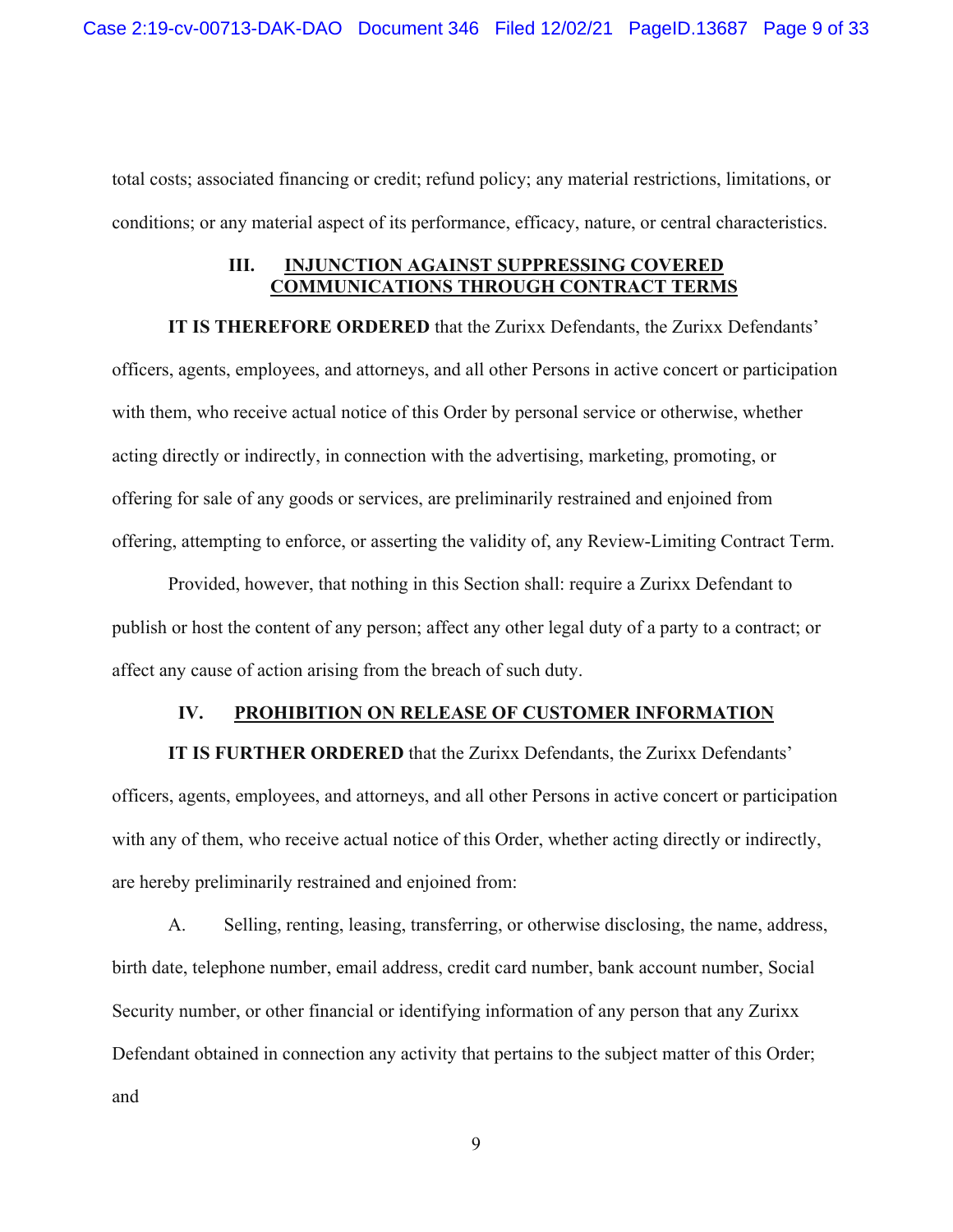total costs; associated financing or credit; refund policy; any material restrictions, limitations, or conditions; or any material aspect of its performance, efficacy, nature, or central characteristics.

## III. INJUNCTION AGAINST SUPPRESSING COVERED COMMUNICATIONS THROUGH CONTRACT TERMS

**IT IS THEREFORE ORDERED** that the Zurixx Defendants, the Zurixx Defendants' officers, agents, employees, and attorneys, and all other Persons in active concert or participation with them, who receive actual notice of this Order by personal service or otherwise, whether acting directly or indirectly, in connection with the advertising, marketing, promoting, or offering for sale of any goods or services, are preliminarily restrained and enjoined from offering, attempting to enforce, or asserting the validity of, any Review-Limiting Contract Term.

Provided, however, that nothing in this Section shall: require a Zurixx Defendant to publish or host the content of any person; affect any other legal duty of a party to a contract; or affect any cause of action arising from the breach of such duty.

## IV. PROHIBITION ON RELEASE OF CUSTOMER INFORMATION

**IT IS FURTHER ORDERED** that the Zurixx Defendants, the Zurixx Defendants' officers, agents, employees, and attorneys, and all other Persons in active concert or participation with any of them, who receive actual notice of this Order, whether acting directly or indirectly, are hereby preliminarily restrained and enjoined from:

A. Selling, renting, leasing, transferring, or otherwise disclosing, the name, address, birth date, telephone number, email address, credit card number, bank account number, Social Security number, or other financial or identifying information of any person that any Zurixx Defendant obtained in connection any activity that pertains to the subject matter of this Order; and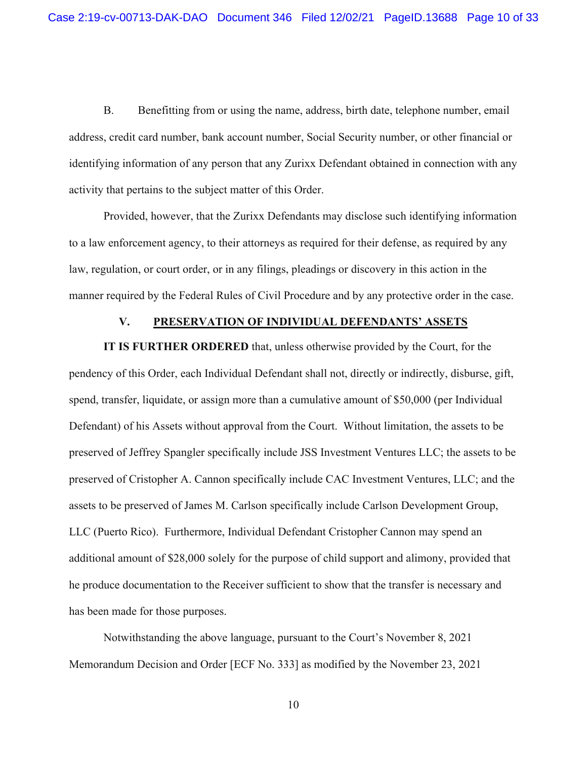B. Benefitting from or using the name, address, birth date, telephone number, email address, credit card number, bank account number, Social Security number, or other financial or identifying information of any person that any Zurixx Defendant obtained in connection with any activity that pertains to the subject matter of this Order.

Provided, however, that the Zurixx Defendants may disclose such identifying information to a law enforcement agency, to their attorneys as required for their defense, as required by any law, regulation, or court order, or in any filings, pleadings or discovery in this action in the manner required by the Federal Rules of Civil Procedure and by any protective order in the case.

## V. PRESERVATION OF INDIVIDUAL DEFENDANTS' ASSETS

**IT IS FURTHER ORDERED** that, unless otherwise provided by the Court, for the pendency of this Order, each Individual Defendant shall not, directly or indirectly, disburse, gift, spend, transfer, liquidate, or assign more than a cumulative amount of $50,000 (per Individual Defendant) of his Assets without approval from the Court. Without limitation, the assets to be preserved of Jeffrey Spangler specifically include JSS Investment Ventures LLC; the assets to be preserved of Cristopher A. Cannon specifically include CAC Investment Ventures, LLC; and the assets to be preserved of James M. Carlson specifically include Carlson Development Group, LLC (Puerto Rico). Furthermore, Individual Defendant Cristopher Cannon may spend an additional amount of $28,000 solely for the purpose of child support and alimony, provided that he produce documentation to the Receiver sufficient to show that the transfer is necessary and has been made for those purposes.

Notwithstanding the above language, pursuant to the Court's November 8, 2021 Memorandum Decision and Order [ECF No. 333] as modified by the November 23, 2021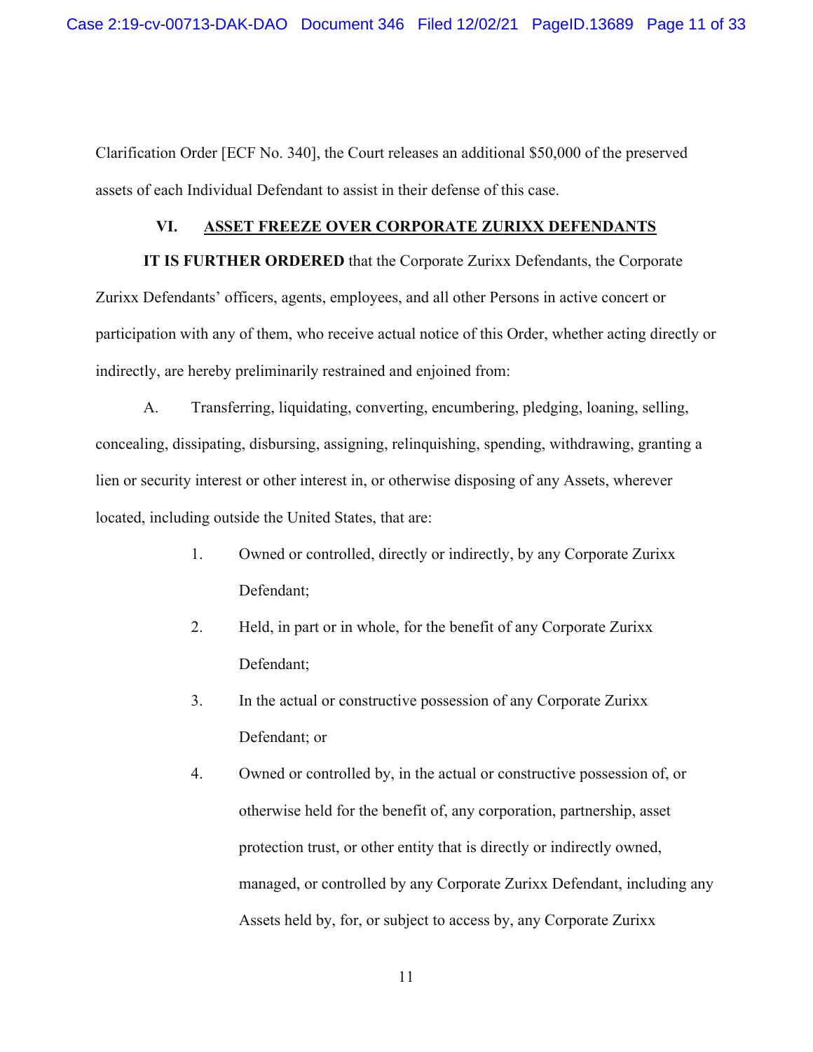Clarification Order [ECF No. 340], the Court releases an additional $50,000 of the preserved assets of each Individual Defendant to assist in their defense of this case.

## VI. ASSET FREEZE OVER CORPORATE ZURIXX DEFENDANTS

**IT IS FURTHER ORDERED** that the Corporate Zurixx Defendants, the Corporate Zurixx Defendants' officers, agents, employees, and all other Persons in active concert or participation with any of them, who receive actual notice of this Order, whether acting directly or indirectly, are hereby preliminarily restrained and enjoined from:

A. Transferring, liquidating, converting, encumbering, pledging, loaning, selling, concealing, dissipating, disbursing, assigning, relinquishing, spending, withdrawing, granting a lien or security interest or other interest in, or otherwise disposing of any Assets, wherever located, including outside the United States, that are:

1. Owned or controlled, directly or indirectly, by any Corporate Zurixx Defendant;

2. Held, in part or in whole, for the benefit of any Corporate Zurixx Defendant;

3. In the actual or constructive possession of any Corporate Zurixx Defendant; or

4. Owned or controlled by, in the actual or constructive possession of, or otherwise held for the benefit of, any corporation, partnership, asset protection trust, or other entity that is directly or indirectly owned, managed, or controlled by any Corporate Zurixx Defendant, including any Assets held by, for, or subject to access by, any Corporate Zurixx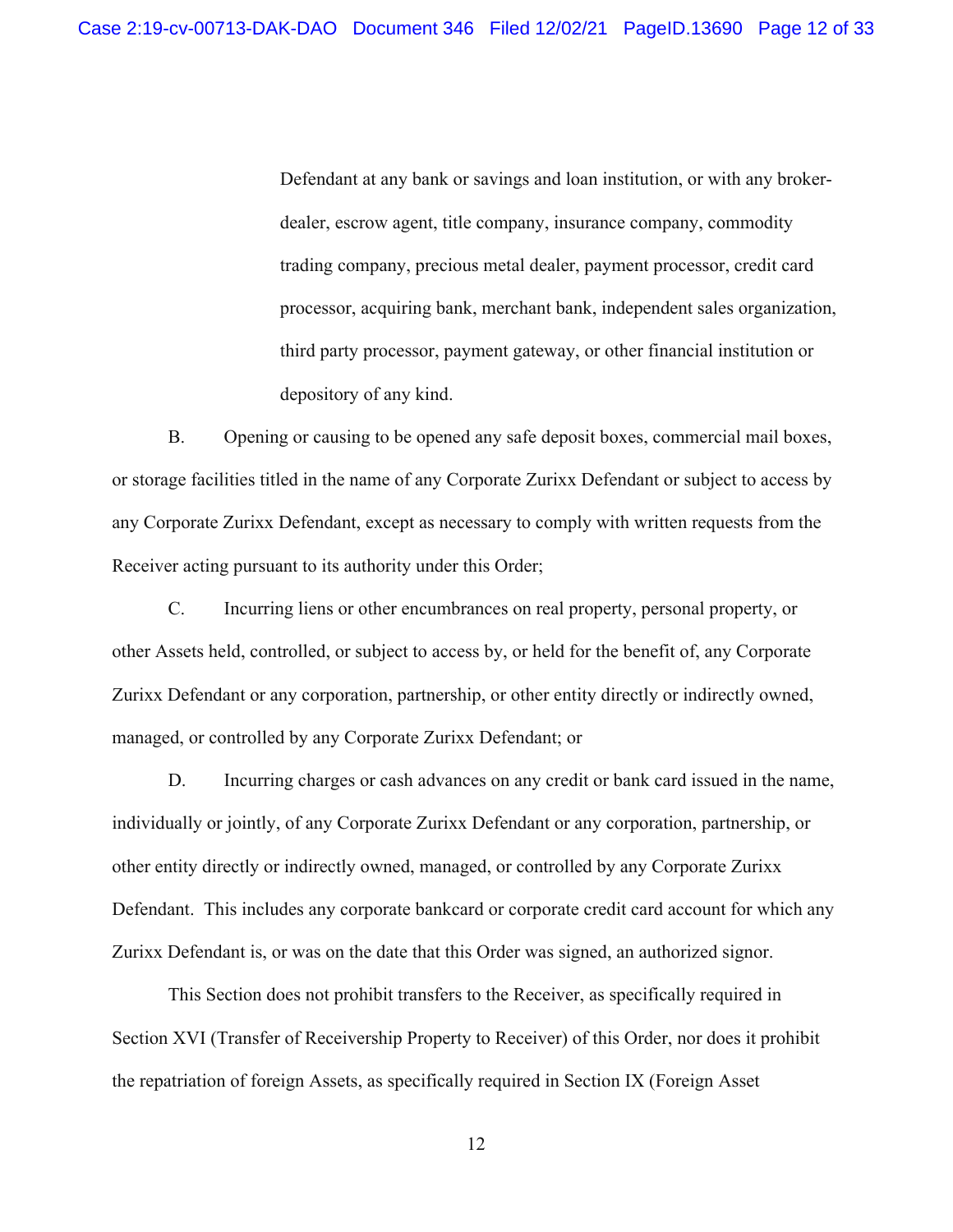Defendant at any bank or savings and loan institution, or with any broker-dealer, escrow agent, title company, insurance company, commodity trading company, precious metal dealer, payment processor, credit card processor, acquiring bank, merchant bank, independent sales organization, third party processor, payment gateway, or other financial institution or depository of any kind.

B. Opening or causing to be opened any safe deposit boxes, commercial mail boxes, or storage facilities titled in the name of any Corporate Zurixx Defendant or subject to access by any Corporate Zurixx Defendant, except as necessary to comply with written requests from the Receiver acting pursuant to its authority under this Order;

C. Incurring liens or other encumbrances on real property, personal property, or other Assets held, controlled, or subject to access by, or held for the benefit of, any Corporate Zurixx Defendant or any corporation, partnership, or other entity directly or indirectly owned, managed, or controlled by any Corporate Zurixx Defendant; or

D. Incurring charges or cash advances on any credit or bank card issued in the name, individually or jointly, of any Corporate Zurixx Defendant or any corporation, partnership, or other entity directly or indirectly owned, managed, or controlled by any Corporate Zurixx Defendant. This includes any corporate bankcard or corporate credit card account for which any Zurixx Defendant is, or was on the date that this Order was signed, an authorized signor.

This Section does not prohibit transfers to the Receiver, as specifically required in Section XVI (Transfer of Receivership Property to Receiver) of this Order, nor does it prohibit the repatriation of foreign Assets, as specifically required in Section IX (Foreign Asset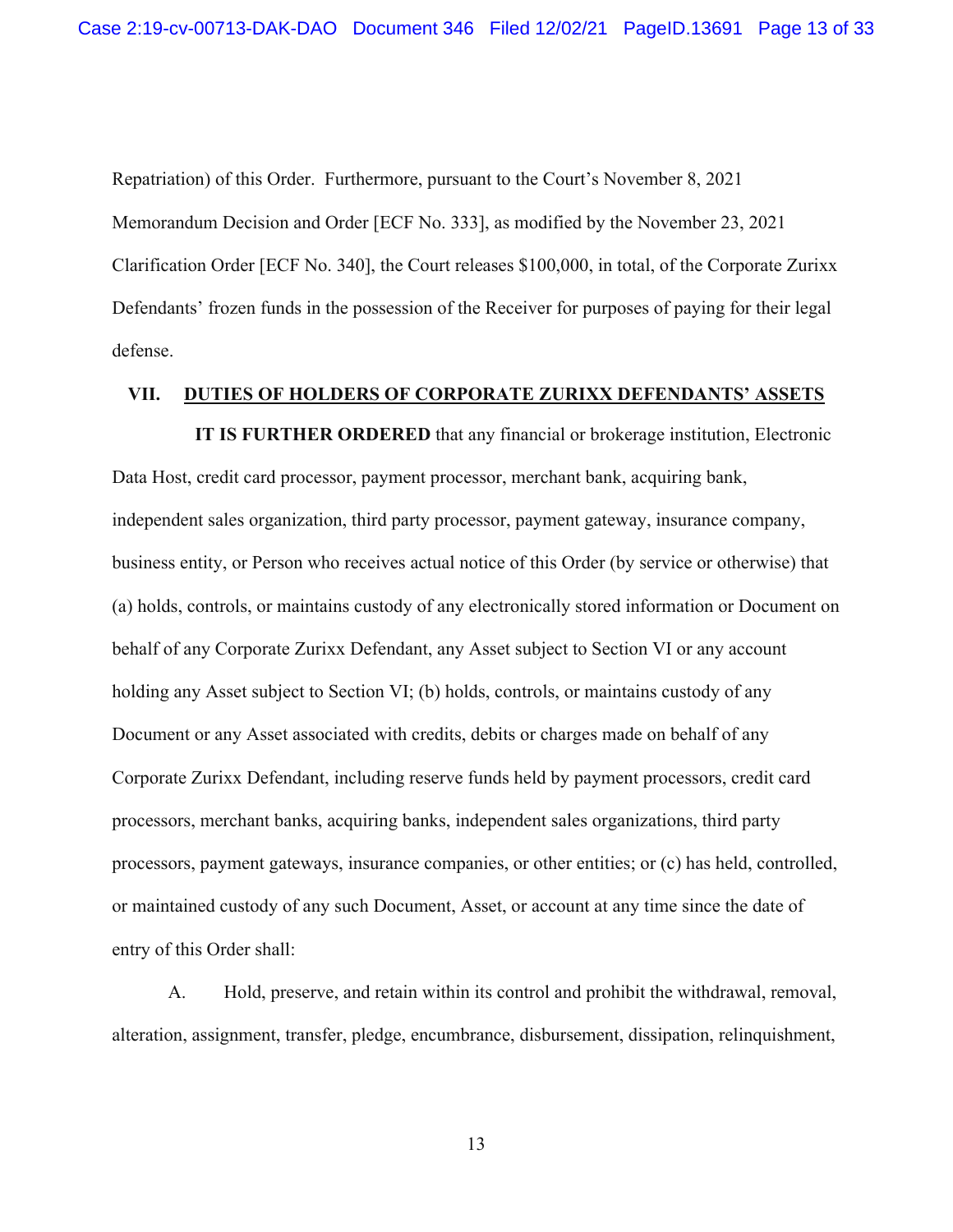Repatriation) of this Order. Furthermore, pursuant to the Court's November 8, 2021 Memorandum Decision and Order [ECF No. 333], as modified by the November 23, 2021 Clarification Order [ECF No. 340], the Court releases $100,000, in total, of the Corporate Zurixx Defendants' frozen funds in the possession of the Receiver for purposes of paying for their legal defense.

## VII. DUTIES OF HOLDERS OF CORPORATE ZURIXX DEFENDANTS' ASSETS

**IT IS FURTHER ORDERED** that any financial or brokerage institution, Electronic Data Host, credit card processor, payment processor, merchant bank, acquiring bank, independent sales organization, third party processor, payment gateway, insurance company, business entity, or Person who receives actual notice of this Order (by service or otherwise) that (a) holds, controls, or maintains custody of any electronically stored information or Document on behalf of any Corporate Zurixx Defendant, any Asset subject to Section VI or any account holding any Asset subject to Section VI; (b) holds, controls, or maintains custody of any Document or any Asset associated with credits, debits or charges made on behalf of any Corporate Zurixx Defendant, including reserve funds held by payment processors, credit card processors, merchant banks, acquiring banks, independent sales organizations, third party processors, payment gateways, insurance companies, or other entities; or (c) has held, controlled, or maintained custody of any such Document, Asset, or account at any time since the date of entry of this Order shall:

A. Hold, preserve, and retain within its control and prohibit the withdrawal, removal, alteration, assignment, transfer, pledge, encumbrance, disbursement, dissipation, relinquishment,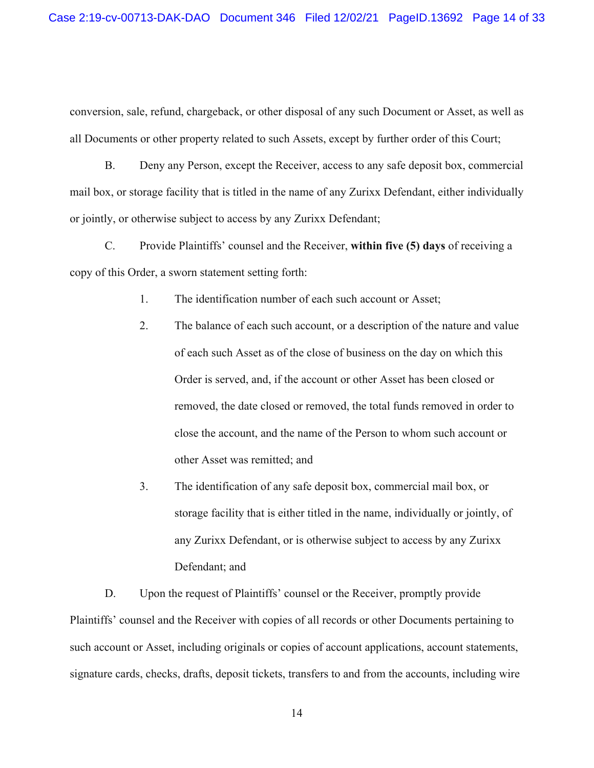conversion, sale, refund, chargeback, or other disposal of any such Document or Asset, as well as all Documents or other property related to such Assets, except by further order of this Court;

B. Deny any Person, except the Receiver, access to any safe deposit box, commercial mail box, or storage facility that is titled in the name of any Zurixx Defendant, either individually or jointly, or otherwise subject to access by any Zurixx Defendant;

C. Provide Plaintiffs' counsel and the Receiver, **within five (5) days** of receiving a copy of this Order, a sworn statement setting forth:

1. The identification number of each such account or Asset;

2. The balance of each such account, or a description of the nature and value of each such Asset as of the close of business on the day on which this Order is served, and, if the account or other Asset has been closed or removed, the date closed or removed, the total funds removed in order to close the account, and the name of the Person to whom such account or other Asset was remitted; and

3. The identification of any safe deposit box, commercial mail box, or storage facility that is either titled in the name, individually or jointly, of any Zurixx Defendant, or is otherwise subject to access by any Zurixx Defendant; and

D. Upon the request of Plaintiffs' counsel or the Receiver, promptly provide Plaintiffs' counsel and the Receiver with copies of all records or other Documents pertaining to such account or Asset, including originals or copies of account applications, account statements, signature cards, checks, drafts, deposit tickets, transfers to and from the accounts, including wire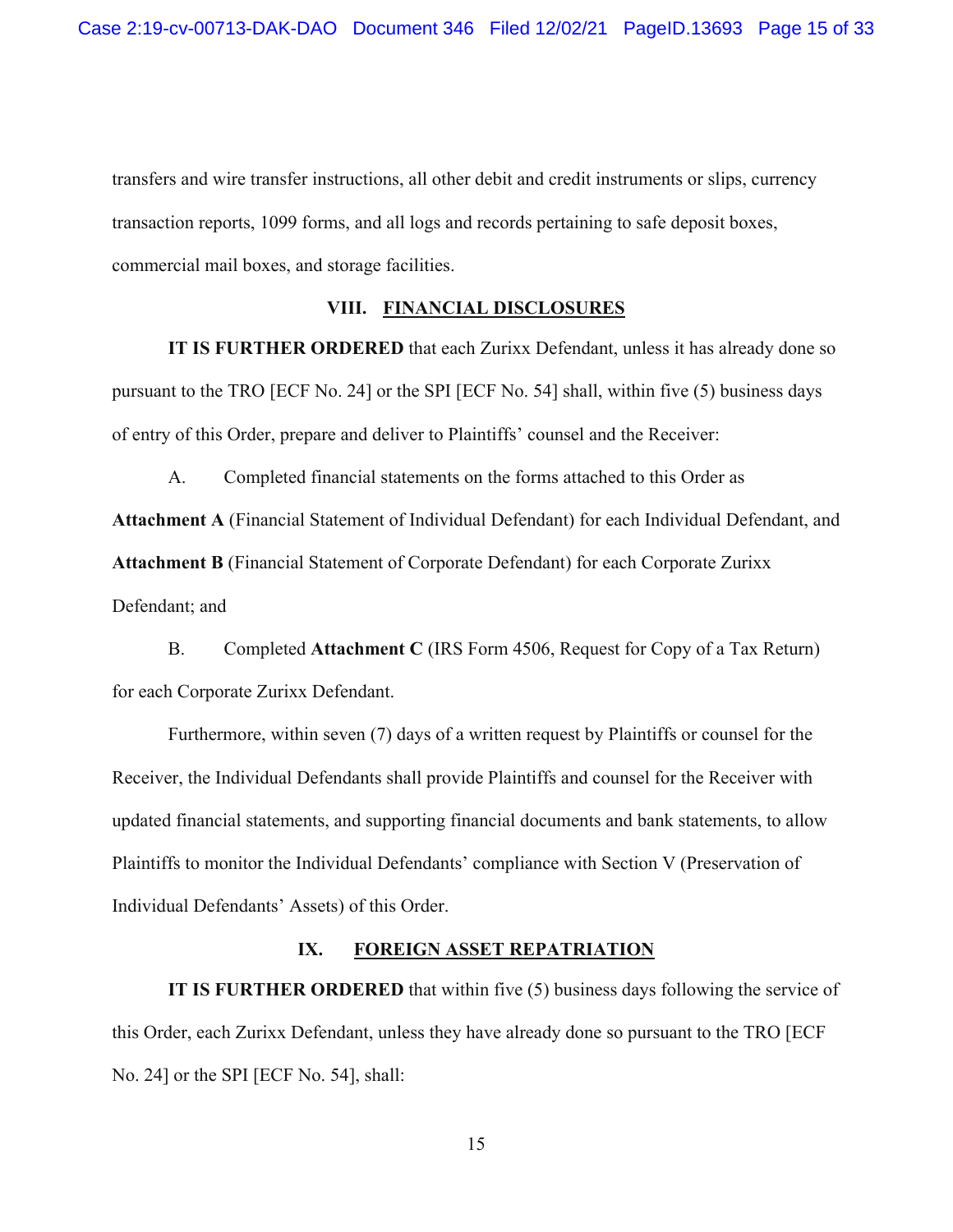transfers and wire transfer instructions, all other debit and credit instruments or slips, currency transaction reports, 1099 forms, and all logs and records pertaining to safe deposit boxes, commercial mail boxes, and storage facilities.

## VIII. FINANCIAL DISCLOSURES

**IT IS FURTHER ORDERED** that each Zurixx Defendant, unless it has already done so pursuant to the TRO [ECF No. 24] or the SPI [ECF No. 54] shall, within five (5) business days of entry of this Order, prepare and deliver to Plaintiffs' counsel and the Receiver:

A. Completed financial statements on the forms attached to this Order as **Attachment A** (Financial Statement of Individual Defendant) for each Individual Defendant, and **Attachment B** (Financial Statement of Corporate Defendant) for each Corporate Zurixx Defendant; and

B. Completed **Attachment C** (IRS Form 4506, Request for Copy of a Tax Return) for each Corporate Zurixx Defendant.

Furthermore, within seven (7) days of a written request by Plaintiffs or counsel for the Receiver, the Individual Defendants shall provide Plaintiffs and counsel for the Receiver with updated financial statements, and supporting financial documents and bank statements, to allow Plaintiffs to monitor the Individual Defendants' compliance with Section V (Preservation of Individual Defendants' Assets) of this Order.

## IX. FOREIGN ASSET REPATRIATION

**IT IS FURTHER ORDERED** that within five (5) business days following the service of this Order, each Zurixx Defendant, unless they have already done so pursuant to the TRO [ECF No. 24] or the SPI [ECF No. 54], shall: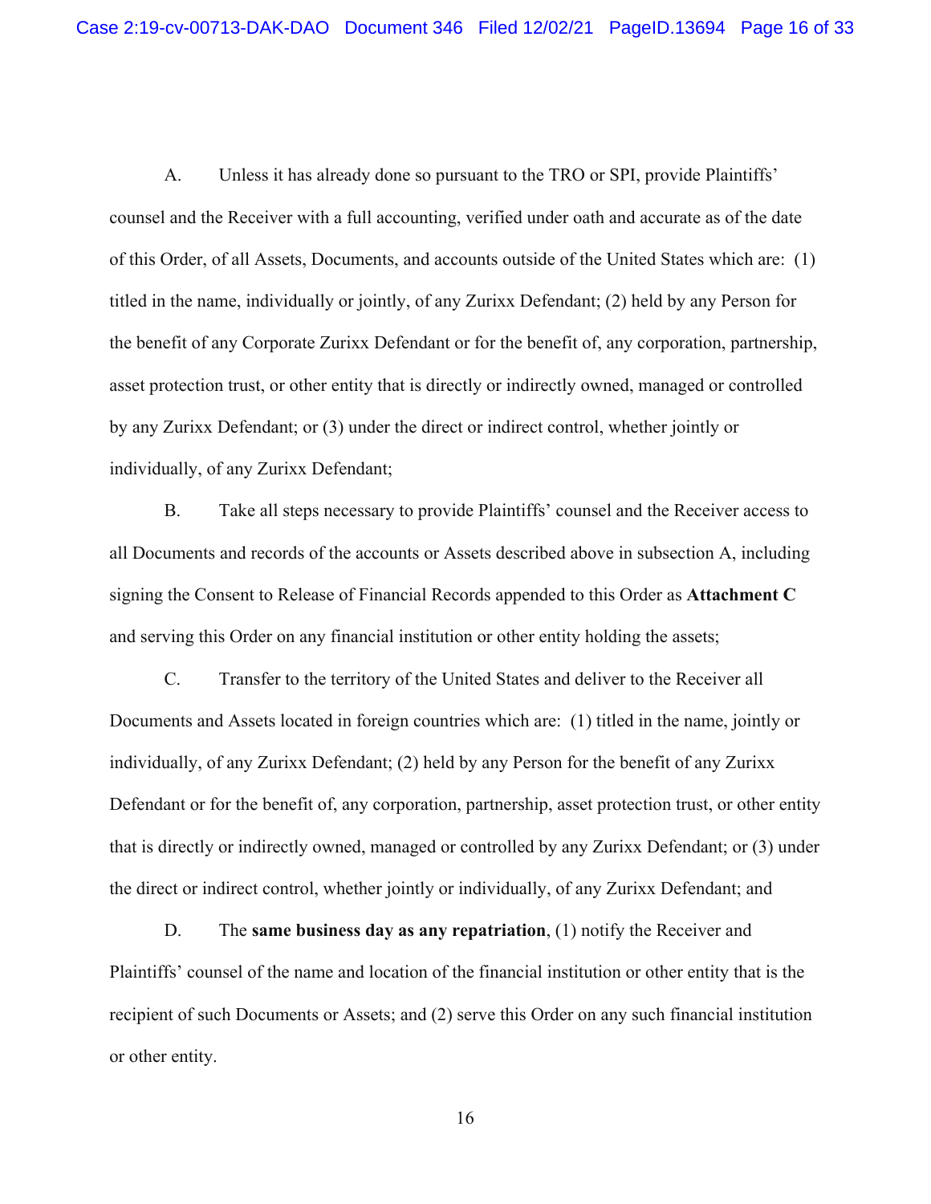A. Unless it has already done so pursuant to the TRO or SPI, provide Plaintiffs' counsel and the Receiver with a full accounting, verified under oath and accurate as of the date of this Order, of all Assets, Documents, and accounts outside of the United States which are: (1) titled in the name, individually or jointly, of any Zurixx Defendant; (2) held by any Person for the benefit of any Corporate Zurixx Defendant or for the benefit of, any corporation, partnership, asset protection trust, or other entity that is directly or indirectly owned, managed or controlled by any Zurixx Defendant; or (3) under the direct or indirect control, whether jointly or individually, of any Zurixx Defendant;

B. Take all steps necessary to provide Plaintiffs' counsel and the Receiver access to all Documents and records of the accounts or Assets described above in subsection A, including signing the Consent to Release of Financial Records appended to this Order as **Attachment C** and serving this Order on any financial institution or other entity holding the assets;

C. Transfer to the territory of the United States and deliver to the Receiver all Documents and Assets located in foreign countries which are: (1) titled in the name, jointly or individually, of any Zurixx Defendant; (2) held by any Person for the benefit of any Zurixx Defendant or for the benefit of, any corporation, partnership, asset protection trust, or other entity that is directly or indirectly owned, managed or controlled by any Zurixx Defendant; or (3) under the direct or indirect control, whether jointly or individually, of any Zurixx Defendant; and

D. The **same business day as any repatriation**, (1) notify the Receiver and Plaintiffs' counsel of the name and location of the financial institution or other entity that is the recipient of such Documents or Assets; and (2) serve this Order on any such financial institution or other entity.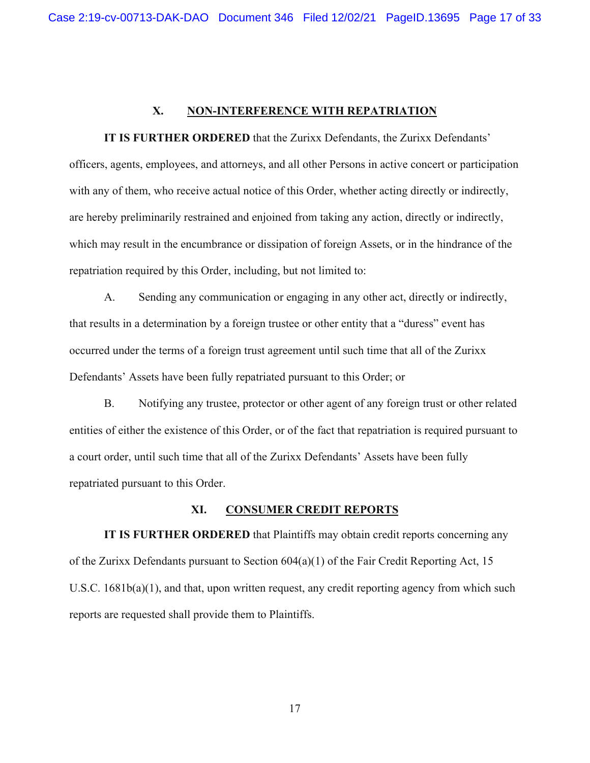## X. NON-INTERFERENCE WITH REPATRIATION

**IT IS FURTHER ORDERED** that the Zurixx Defendants, the Zurixx Defendants' officers, agents, employees, and attorneys, and all other Persons in active concert or participation with any of them, who receive actual notice of this Order, whether acting directly or indirectly, are hereby preliminarily restrained and enjoined from taking any action, directly or indirectly, which may result in the encumbrance or dissipation of foreign Assets, or in the hindrance of the repatriation required by this Order, including, but not limited to:

A. Sending any communication or engaging in any other act, directly or indirectly, that results in a determination by a foreign trustee or other entity that a "duress" event has occurred under the terms of a foreign trust agreement until such time that all of the Zurixx Defendants' Assets have been fully repatriated pursuant to this Order; or

B. Notifying any trustee, protector or other agent of any foreign trust or other related entities of either the existence of this Order, or of the fact that repatriation is required pursuant to a court order, until such time that all of the Zurixx Defendants' Assets have been fully repatriated pursuant to this Order.

## XI. CONSUMER CREDIT REPORTS

**IT IS FURTHER ORDERED** that Plaintiffs may obtain credit reports concerning any of the Zurixx Defendants pursuant to Section 604(a)(1) of the Fair Credit Reporting Act, 15 U.S.C. 1681b(a)(1), and that, upon written request, any credit reporting agency from which such reports are requested shall provide them to Plaintiffs.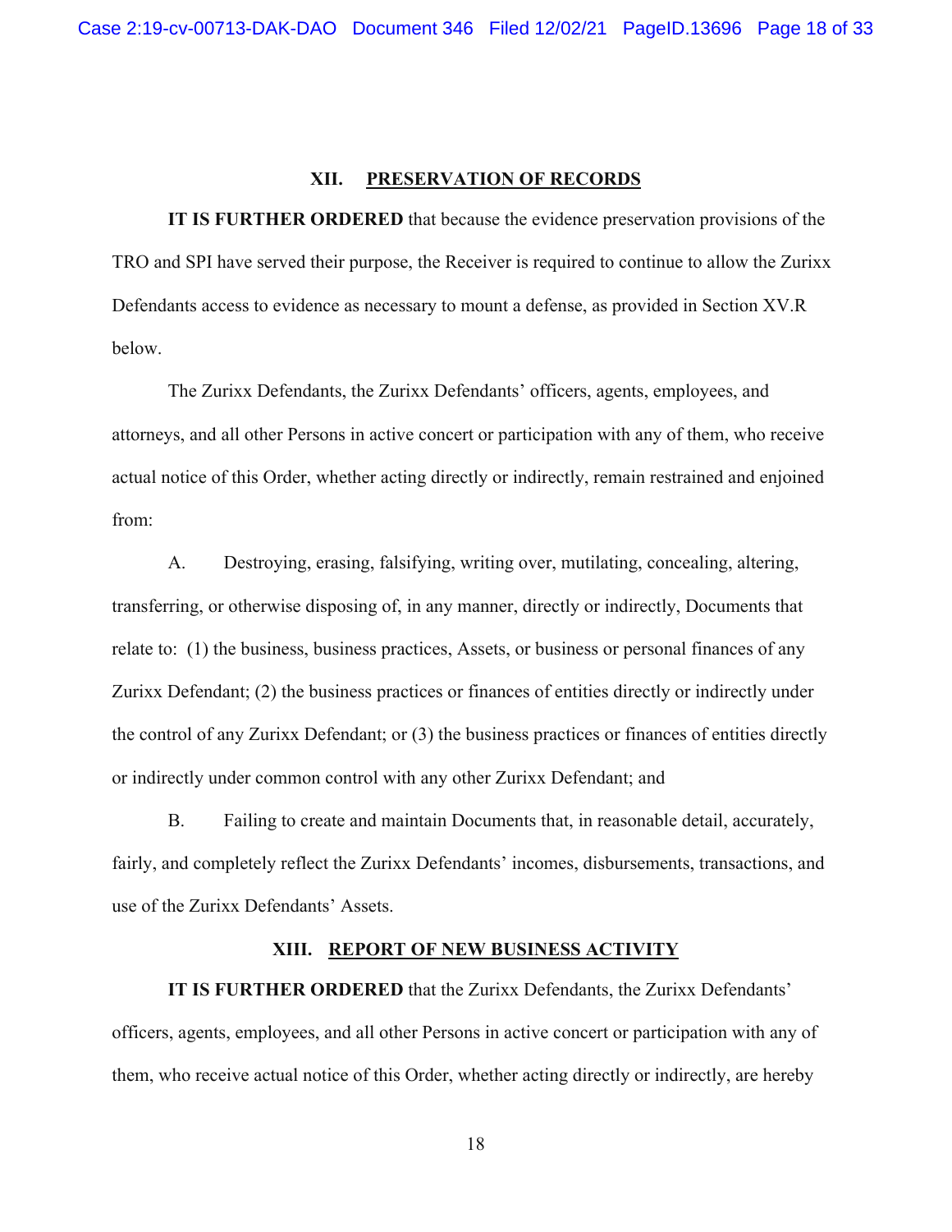## XII. PRESERVATION OF RECORDS

**IT IS FURTHER ORDERED** that because the evidence preservation provisions of the TRO and SPI have served their purpose, the Receiver is required to continue to allow the Zurixx Defendants access to evidence as necessary to mount a defense, as provided in Section XV.R below.

The Zurixx Defendants, the Zurixx Defendants' officers, agents, employees, and attorneys, and all other Persons in active concert or participation with any of them, who receive actual notice of this Order, whether acting directly or indirectly, remain restrained and enjoined from:

A. Destroying, erasing, falsifying, writing over, mutilating, concealing, altering, transferring, or otherwise disposing of, in any manner, directly or indirectly, Documents that relate to: (1) the business, business practices, Assets, or business or personal finances of any Zurixx Defendant; (2) the business practices or finances of entities directly or indirectly under the control of any Zurixx Defendant; or (3) the business practices or finances of entities directly or indirectly under common control with any other Zurixx Defendant; and

B. Failing to create and maintain Documents that, in reasonable detail, accurately, fairly, and completely reflect the Zurixx Defendants' incomes, disbursements, transactions, and use of the Zurixx Defendants' Assets.

## XIII. REPORT OF NEW BUSINESS ACTIVITY

**IT IS FURTHER ORDERED** that the Zurixx Defendants, the Zurixx Defendants' officers, agents, employees, and all other Persons in active concert or participation with any of them, who receive actual notice of this Order, whether acting directly or indirectly, are hereby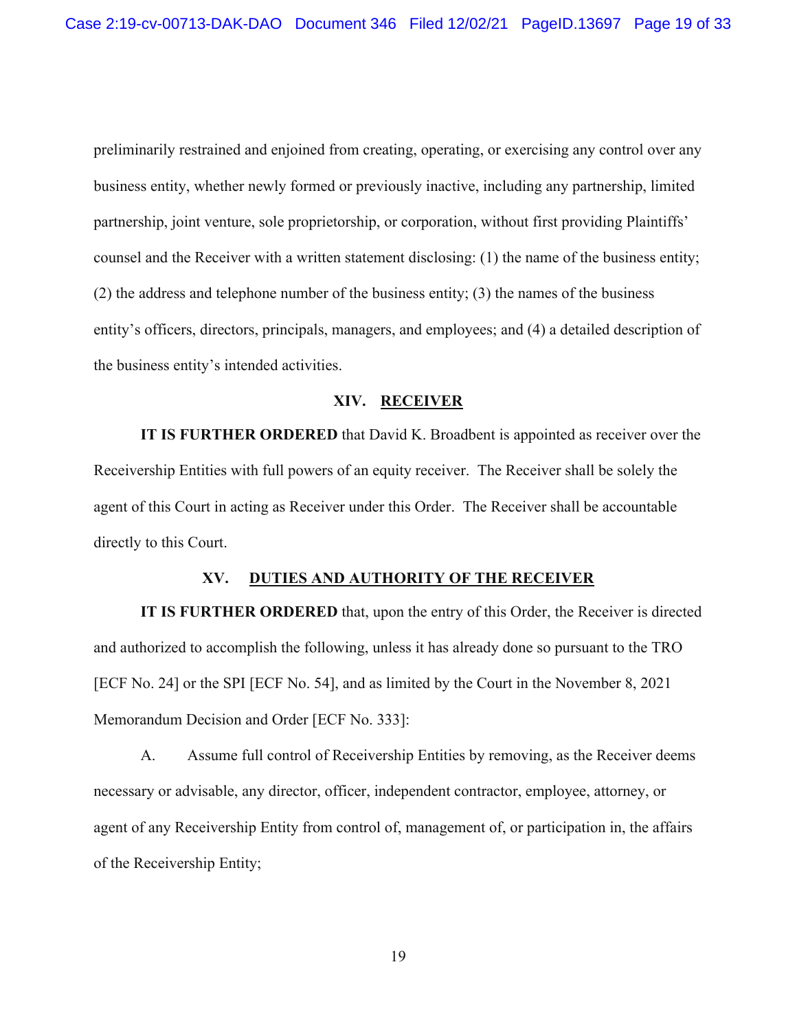preliminarily restrained and enjoined from creating, operating, or exercising any control over any business entity, whether newly formed or previously inactive, including any partnership, limited partnership, joint venture, sole proprietorship, or corporation, without first providing Plaintiffs' counsel and the Receiver with a written statement disclosing: (1) the name of the business entity; (2) the address and telephone number of the business entity; (3) the names of the business entity's officers, directors, principals, managers, and employees; and (4) a detailed description of the business entity's intended activities.

## XIV. RECEIVER

**IT IS FURTHER ORDERED** that David K. Broadbent is appointed as receiver over the Receivership Entities with full powers of an equity receiver. The Receiver shall be solely the agent of this Court in acting as Receiver under this Order. The Receiver shall be accountable directly to this Court.

## XV. DUTIES AND AUTHORITY OF THE RECEIVER

**IT IS FURTHER ORDERED** that, upon the entry of this Order, the Receiver is directed and authorized to accomplish the following, unless it has already done so pursuant to the TRO [ECF No. 24] or the SPI [ECF No. 54], and as limited by the Court in the November 8, 2021 Memorandum Decision and Order [ECF No. 333]:

A. Assume full control of Receivership Entities by removing, as the Receiver deems necessary or advisable, any director, officer, independent contractor, employee, attorney, or agent of any Receivership Entity from control of, management of, or participation in, the affairs of the Receivership Entity;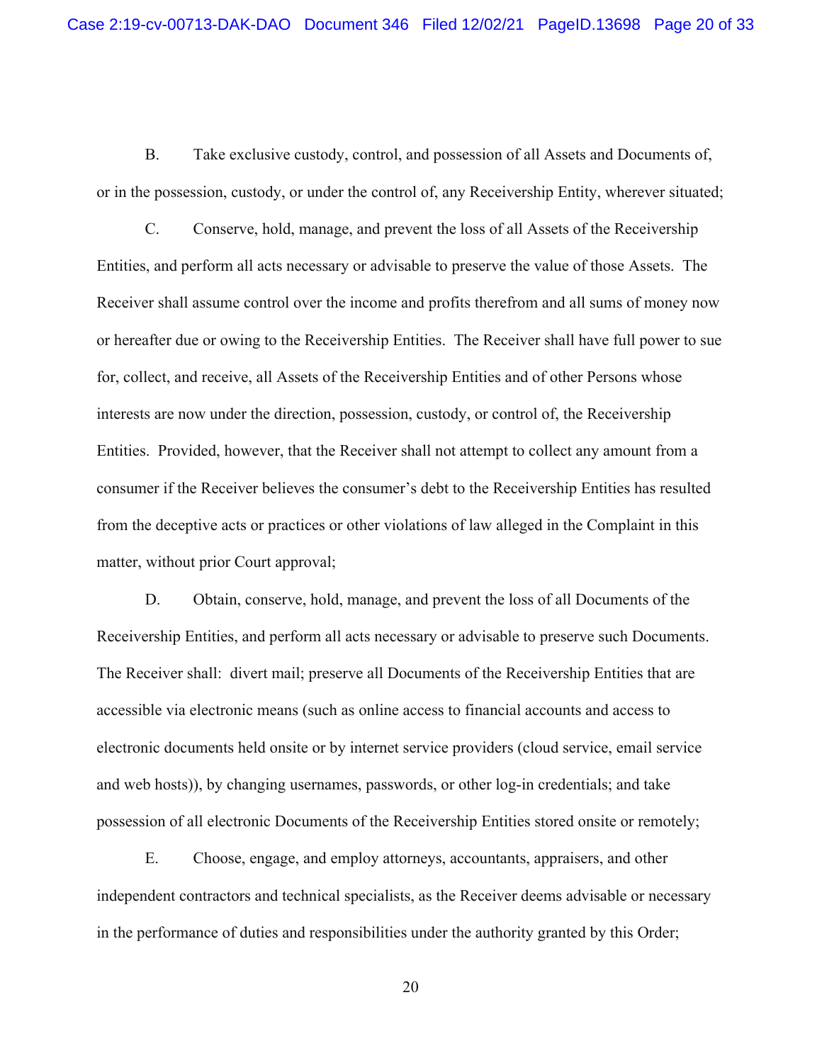B. Take exclusive custody, control, and possession of all Assets and Documents of, or in the possession, custody, or under the control of, any Receivership Entity, wherever situated;

C. Conserve, hold, manage, and prevent the loss of all Assets of the Receivership Entities, and perform all acts necessary or advisable to preserve the value of those Assets. The Receiver shall assume control over the income and profits therefrom and all sums of money now or hereafter due or owing to the Receivership Entities. The Receiver shall have full power to sue for, collect, and receive, all Assets of the Receivership Entities and of other Persons whose interests are now under the direction, possession, custody, or control of, the Receivership Entities. Provided, however, that the Receiver shall not attempt to collect any amount from a consumer if the Receiver believes the consumer's debt to the Receivership Entities has resulted from the deceptive acts or practices or other violations of law alleged in the Complaint in this matter, without prior Court approval;

D. Obtain, conserve, hold, manage, and prevent the loss of all Documents of the Receivership Entities, and perform all acts necessary or advisable to preserve such Documents. The Receiver shall: divert mail; preserve all Documents of the Receivership Entities that are accessible via electronic means (such as online access to financial accounts and access to electronic documents held onsite or by internet service providers (cloud service, email service and web hosts)), by changing usernames, passwords, or other log-in credentials; and take possession of all electronic Documents of the Receivership Entities stored onsite or remotely;

E. Choose, engage, and employ attorneys, accountants, appraisers, and other independent contractors and technical specialists, as the Receiver deems advisable or necessary in the performance of duties and responsibilities under the authority granted by this Order;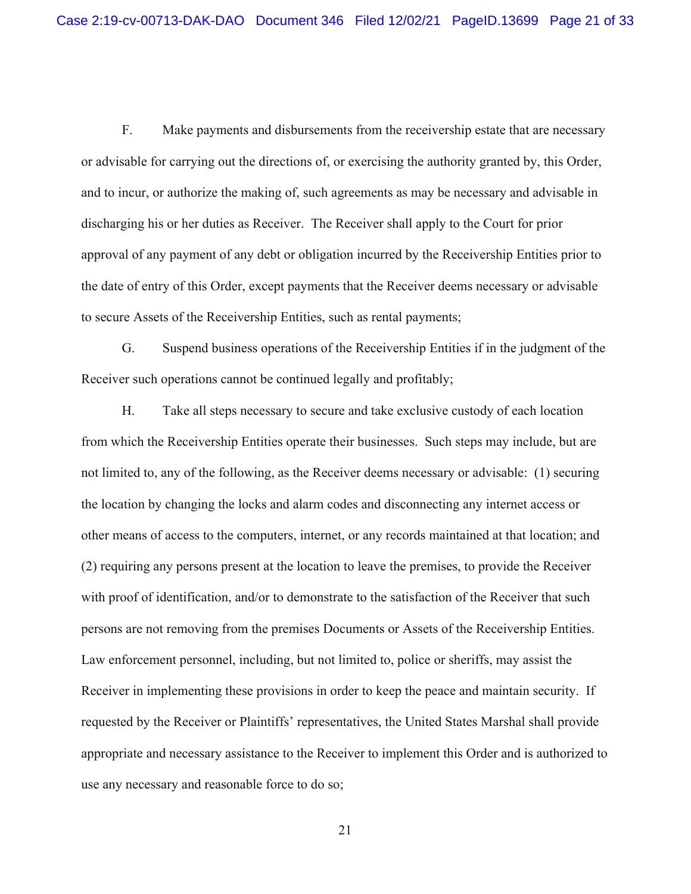F. Make payments and disbursements from the receivership estate that are necessary or advisable for carrying out the directions of, or exercising the authority granted by, this Order, and to incur, or authorize the making of, such agreements as may be necessary and advisable in discharging his or her duties as Receiver. The Receiver shall apply to the Court for prior approval of any payment of any debt or obligation incurred by the Receivership Entities prior to the date of entry of this Order, except payments that the Receiver deems necessary or advisable to secure Assets of the Receivership Entities, such as rental payments;

G. Suspend business operations of the Receivership Entities if in the judgment of the Receiver such operations cannot be continued legally and profitably;

H. Take all steps necessary to secure and take exclusive custody of each location from which the Receivership Entities operate their businesses. Such steps may include, but are not limited to, any of the following, as the Receiver deems necessary or advisable: (1) securing the location by changing the locks and alarm codes and disconnecting any internet access or other means of access to the computers, internet, or any records maintained at that location; and (2) requiring any persons present at the location to leave the premises, to provide the Receiver with proof of identification, and/or to demonstrate to the satisfaction of the Receiver that such persons are not removing from the premises Documents or Assets of the Receivership Entities. Law enforcement personnel, including, but not limited to, police or sheriffs, may assist the Receiver in implementing these provisions in order to keep the peace and maintain security. If requested by the Receiver or Plaintiffs' representatives, the United States Marshal shall provide appropriate and necessary assistance to the Receiver to implement this Order and is authorized to use any necessary and reasonable force to do so;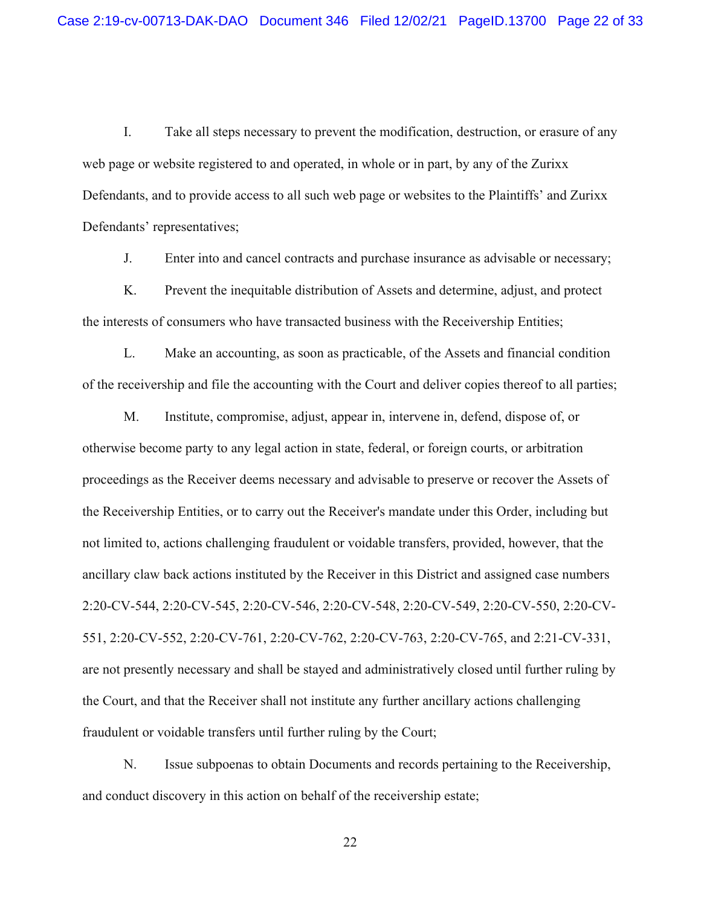I. Take all steps necessary to prevent the modification, destruction, or erasure of any web page or website registered to and operated, in whole or in part, by any of the Zurixx Defendants, and to provide access to all such web page or websites to the Plaintiffs' and Zurixx Defendants' representatives;

J. Enter into and cancel contracts and purchase insurance as advisable or necessary;

K. Prevent the inequitable distribution of Assets and determine, adjust, and protect the interests of consumers who have transacted business with the Receivership Entities;

L. Make an accounting, as soon as practicable, of the Assets and financial condition of the receivership and file the accounting with the Court and deliver copies thereof to all parties;

M. Institute, compromise, adjust, appear in, intervene in, defend, dispose of, or otherwise become party to any legal action in state, federal, or foreign courts, or arbitration proceedings as the Receiver deems necessary and advisable to preserve or recover the Assets of the Receivership Entities, or to carry out the Receiver's mandate under this Order, including but not limited to, actions challenging fraudulent or voidable transfers, provided, however, that the ancillary claw back actions instituted by the Receiver in this District and assigned case numbers 2:20-CV-544, 2:20-CV-545, 2:20-CV-546, 2:20-CV-548, 2:20-CV-549, 2:20-CV-550, 2:20-CV-551, 2:20-CV-552, 2:20-CV-761, 2:20-CV-762, 2:20-CV-763, 2:20-CV-765, and 2:21-CV-331, are not presently necessary and shall be stayed and administratively closed until further ruling by the Court, and that the Receiver shall not institute any further ancillary actions challenging fraudulent or voidable transfers until further ruling by the Court;

N. Issue subpoenas to obtain Documents and records pertaining to the Receivership, and conduct discovery in this action on behalf of the receivership estate;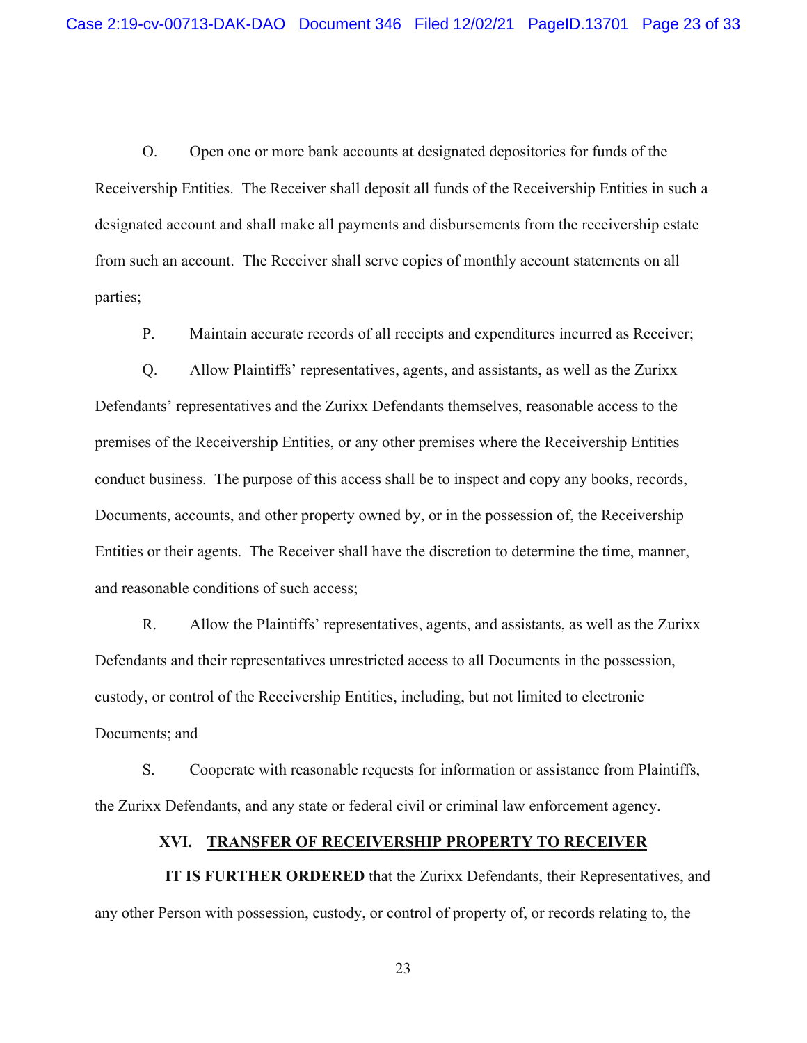O. Open one or more bank accounts at designated depositories for funds of the Receivership Entities. The Receiver shall deposit all funds of the Receivership Entities in such a designated account and shall make all payments and disbursements from the receivership estate from such an account. The Receiver shall serve copies of monthly account statements on all parties;

P. Maintain accurate records of all receipts and expenditures incurred as Receiver;

Q. Allow Plaintiffs' representatives, agents, and assistants, as well as the Zurixx Defendants' representatives and the Zurixx Defendants themselves, reasonable access to the premises of the Receivership Entities, or any other premises where the Receivership Entities conduct business. The purpose of this access shall be to inspect and copy any books, records, Documents, accounts, and other property owned by, or in the possession of, the Receivership Entities or their agents. The Receiver shall have the discretion to determine the time, manner, and reasonable conditions of such access;

R. Allow the Plaintiffs' representatives, agents, and assistants, as well as the Zurixx Defendants and their representatives unrestricted access to all Documents in the possession, custody, or control of the Receivership Entities, including, but not limited to electronic Documents; and

S. Cooperate with reasonable requests for information or assistance from Plaintiffs, the Zurixx Defendants, and any state or federal civil or criminal law enforcement agency.

## XVI. TRANSFER OF RECEIVERSHIP PROPERTY TO RECEIVER

**IT IS FURTHER ORDERED** that the Zurixx Defendants, their Representatives, and any other Person with possession, custody, or control of property of, or records relating to, the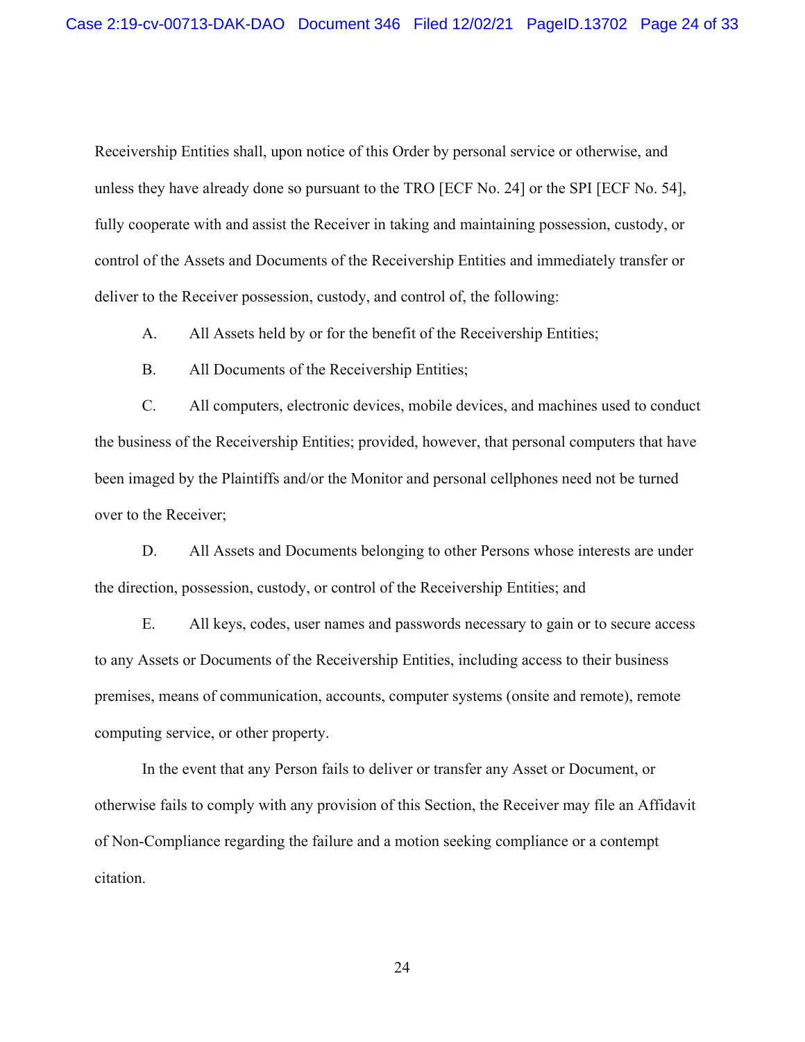Receivership Entities shall, upon notice of this Order by personal service or otherwise, and unless they have already done so pursuant to the TRO [ECF No. 24] or the SPI [ECF No. 54], fully cooperate with and assist the Receiver in taking and maintaining possession, custody, or control of the Assets and Documents of the Receivership Entities and immediately transfer or deliver to the Receiver possession, custody, and control of, the following:

A. All Assets held by or for the benefit of the Receivership Entities;

B. All Documents of the Receivership Entities;

C. All computers, electronic devices, mobile devices, and machines used to conduct the business of the Receivership Entities; provided, however, that personal computers that have been imaged by the Plaintiffs and/or the Monitor and personal cellphones need not be turned over to the Receiver;

D. All Assets and Documents belonging to other Persons whose interests are under the direction, possession, custody, or control of the Receivership Entities; and

E. All keys, codes, user names and passwords necessary to gain or to secure access to any Assets or Documents of the Receivership Entities, including access to their business premises, means of communication, accounts, computer systems (onsite and remote), remote computing service, or other property.

In the event that any Person fails to deliver or transfer any Asset or Document, or otherwise fails to comply with any provision of this Section, the Receiver may file an Affidavit of Non-Compliance regarding the failure and a motion seeking compliance or a contempt citation.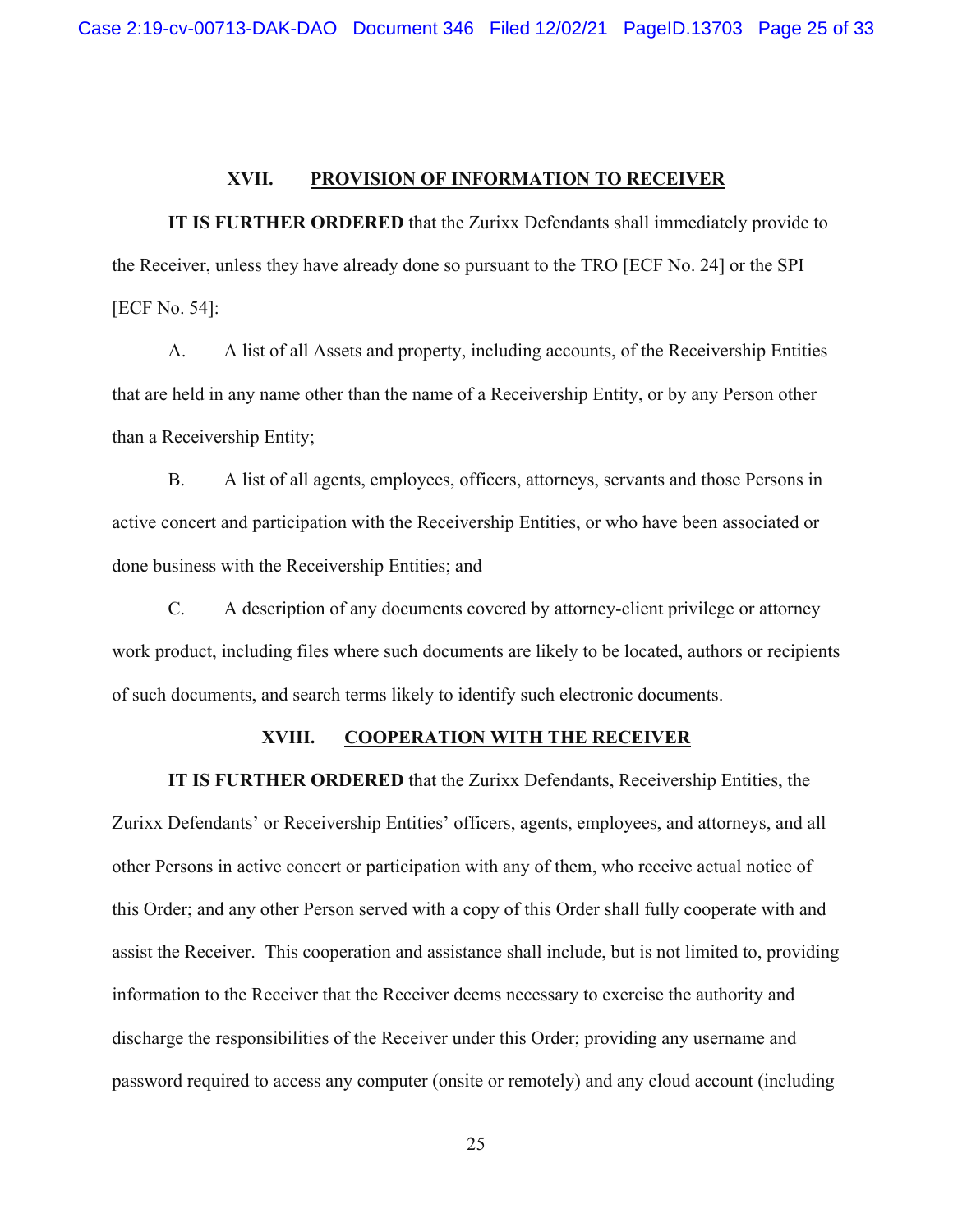## XVII. PROVISION OF INFORMATION TO RECEIVER

**IT IS FURTHER ORDERED** that the Zurixx Defendants shall immediately provide to the Receiver, unless they have already done so pursuant to the TRO [ECF No. 24] or the SPI [ECF No. 54]:

A. A list of all Assets and property, including accounts, of the Receivership Entities that are held in any name other than the name of a Receivership Entity, or by any Person other than a Receivership Entity;

B. A list of all agents, employees, officers, attorneys, servants and those Persons in active concert and participation with the Receivership Entities, or who have been associated or done business with the Receivership Entities; and

C. A description of any documents covered by attorney-client privilege or attorney work product, including files where such documents are likely to be located, authors or recipients of such documents, and search terms likely to identify such electronic documents.

## XVIII. COOPERATION WITH THE RECEIVER

**IT IS FURTHER ORDERED** that the Zurixx Defendants, Receivership Entities, the Zurixx Defendants' or Receivership Entities' officers, agents, employees, and attorneys, and all other Persons in active concert or participation with any of them, who receive actual notice of this Order; and any other Person served with a copy of this Order shall fully cooperate with and assist the Receiver. This cooperation and assistance shall include, but is not limited to, providing information to the Receiver that the Receiver deems necessary to exercise the authority and discharge the responsibilities of the Receiver under this Order; providing any username and password required to access any computer (onsite or remotely) and any cloud account (including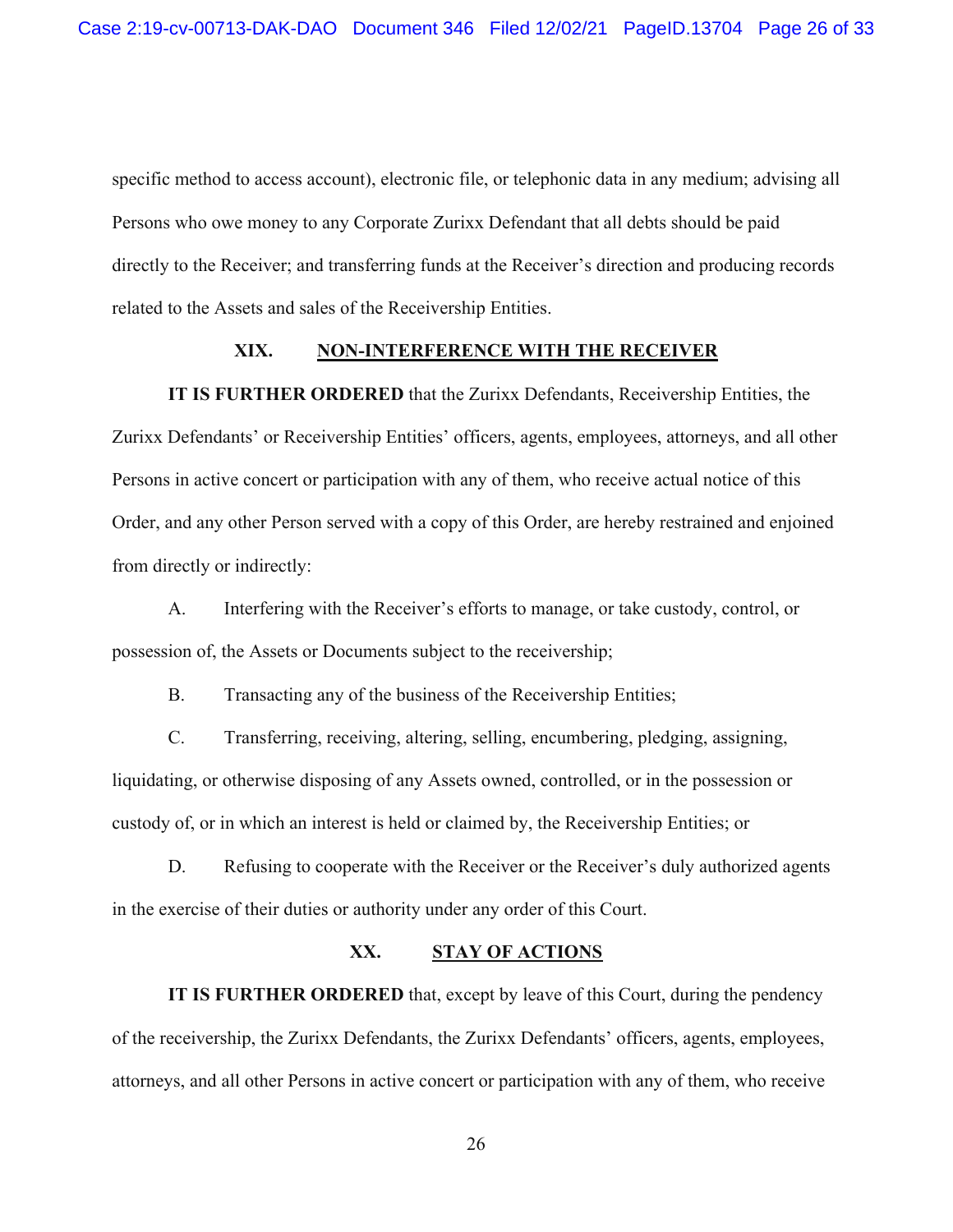specific method to access account), electronic file, or telephonic data in any medium; advising all Persons who owe money to any Corporate Zurixx Defendant that all debts should be paid directly to the Receiver; and transferring funds at the Receiver's direction and producing records related to the Assets and sales of the Receivership Entities.

## XIX. NON-INTERFERENCE WITH THE RECEIVER

**IT IS FURTHER ORDERED** that the Zurixx Defendants, Receivership Entities, the Zurixx Defendants' or Receivership Entities' officers, agents, employees, attorneys, and all other Persons in active concert or participation with any of them, who receive actual notice of this Order, and any other Person served with a copy of this Order, are hereby restrained and enjoined from directly or indirectly:

A. Interfering with the Receiver's efforts to manage, or take custody, control, or possession of, the Assets or Documents subject to the receivership;

B. Transacting any of the business of the Receivership Entities;

C. Transferring, receiving, altering, selling, encumbering, pledging, assigning, liquidating, or otherwise disposing of any Assets owned, controlled, or in the possession or custody of, or in which an interest is held or claimed by, the Receivership Entities; or

D. Refusing to cooperate with the Receiver or the Receiver's duly authorized agents in the exercise of their duties or authority under any order of this Court.

## XX. STAY OF ACTIONS

**IT IS FURTHER ORDERED** that, except by leave of this Court, during the pendency of the receivership, the Zurixx Defendants, the Zurixx Defendants' officers, agents, employees, attorneys, and all other Persons in active concert or participation with any of them, who receive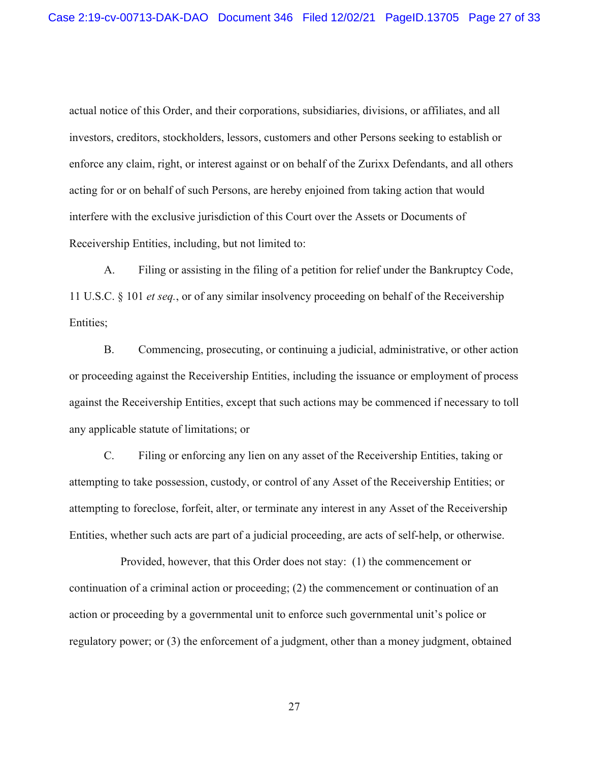actual notice of this Order, and their corporations, subsidiaries, divisions, or affiliates, and all investors, creditors, stockholders, lessors, customers and other Persons seeking to establish or enforce any claim, right, or interest against or on behalf of the Zurixx Defendants, and all others acting for or on behalf of such Persons, are hereby enjoined from taking action that would interfere with the exclusive jurisdiction of this Court over the Assets or Documents of Receivership Entities, including, but not limited to:

A. Filing or assisting in the filing of a petition for relief under the Bankruptcy Code, 11 U.S.C. § 101 *et seq.*, or of any similar insolvency proceeding on behalf of the Receivership Entities;

B. Commencing, prosecuting, or continuing a judicial, administrative, or other action or proceeding against the Receivership Entities, including the issuance or employment of process against the Receivership Entities, except that such actions may be commenced if necessary to toll any applicable statute of limitations; or

C. Filing or enforcing any lien on any asset of the Receivership Entities, taking or attempting to take possession, custody, or control of any Asset of the Receivership Entities; or attempting to foreclose, forfeit, alter, or terminate any interest in any Asset of the Receivership Entities, whether such acts are part of a judicial proceeding, are acts of self-help, or otherwise.

Provided, however, that this Order does not stay: (1) the commencement or continuation of a criminal action or proceeding; (2) the commencement or continuation of an action or proceeding by a governmental unit to enforce such governmental unit's police or regulatory power; or (3) the enforcement of a judgment, other than a money judgment, obtained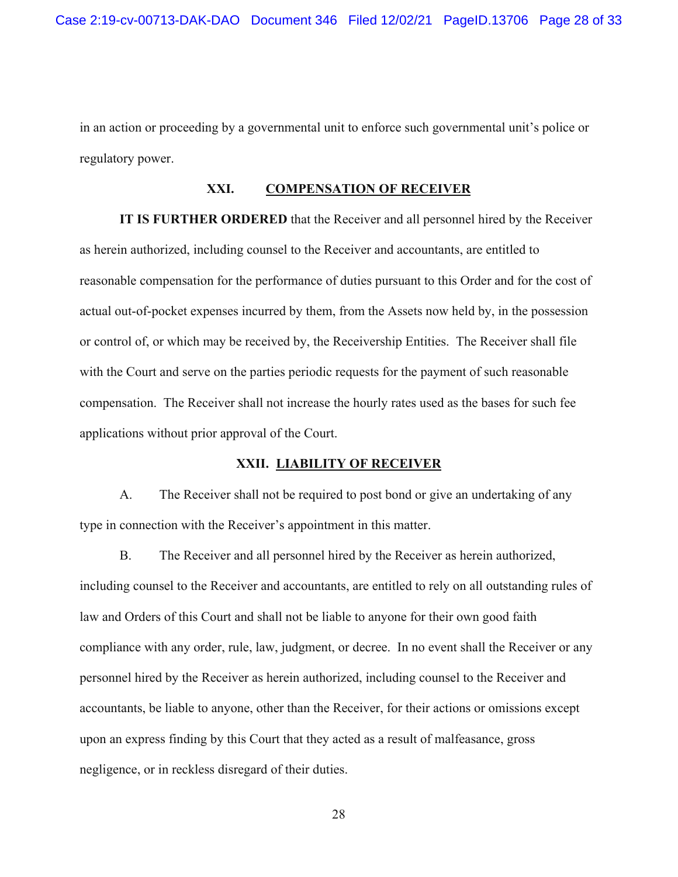in an action or proceeding by a governmental unit to enforce such governmental unit's police or regulatory power.

## XXI. COMPENSATION OF RECEIVER

**IT IS FURTHER ORDERED** that the Receiver and all personnel hired by the Receiver as herein authorized, including counsel to the Receiver and accountants, are entitled to reasonable compensation for the performance of duties pursuant to this Order and for the cost of actual out-of-pocket expenses incurred by them, from the Assets now held by, in the possession or control of, or which may be received by, the Receivership Entities. The Receiver shall file with the Court and serve on the parties periodic requests for the payment of such reasonable compensation. The Receiver shall not increase the hourly rates used as the bases for such fee applications without prior approval of the Court.

## XXII. LIABILITY OF RECEIVER

A. The Receiver shall not be required to post bond or give an undertaking of any type in connection with the Receiver's appointment in this matter.

B. The Receiver and all personnel hired by the Receiver as herein authorized, including counsel to the Receiver and accountants, are entitled to rely on all outstanding rules of law and Orders of this Court and shall not be liable to anyone for their own good faith compliance with any order, rule, law, judgment, or decree. In no event shall the Receiver or any personnel hired by the Receiver as herein authorized, including counsel to the Receiver and accountants, be liable to anyone, other than the Receiver, for their actions or omissions except upon an express finding by this Court that they acted as a result of malfeasance, gross negligence, or in reckless disregard of their duties.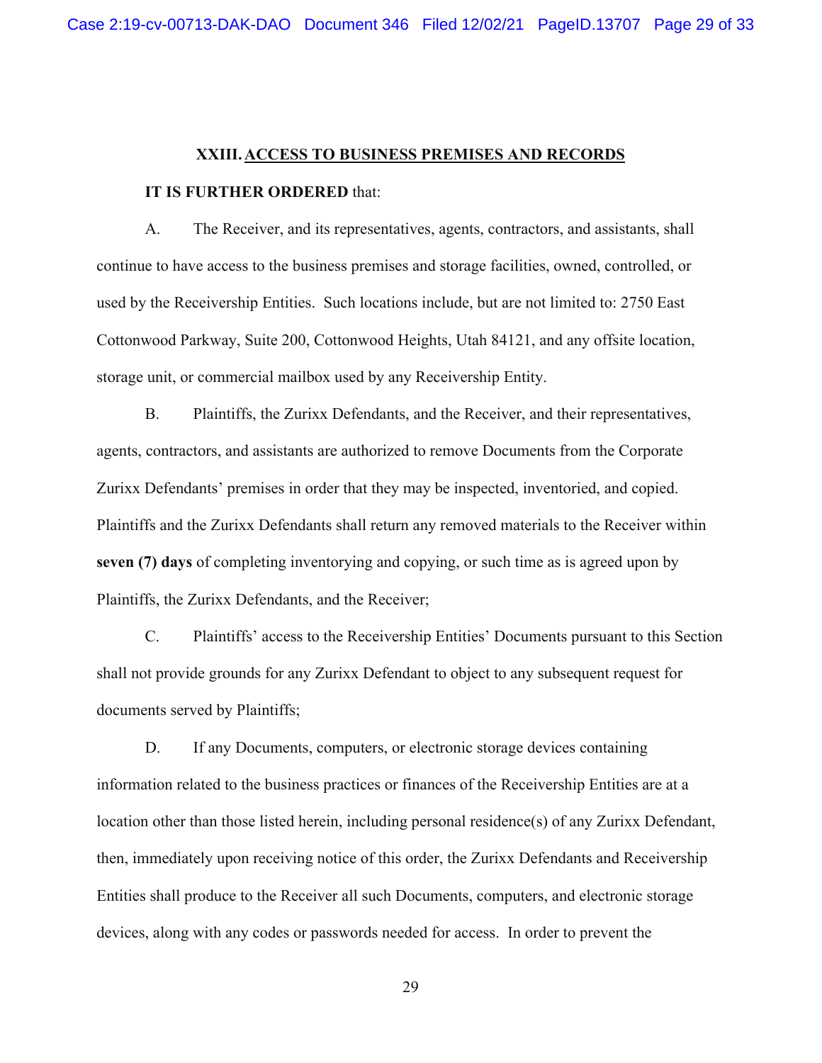## XXIII. ACCESS TO BUSINESS PREMISES AND RECORDS

**IT IS FURTHER ORDERED** that:

A. The Receiver, and its representatives, agents, contractors, and assistants, shall continue to have access to the business premises and storage facilities, owned, controlled, or used by the Receivership Entities. Such locations include, but are not limited to: 2750 East Cottonwood Parkway, Suite 200, Cottonwood Heights, Utah 84121, and any offsite location, storage unit, or commercial mailbox used by any Receivership Entity.

B. Plaintiffs, the Zurixx Defendants, and the Receiver, and their representatives, agents, contractors, and assistants are authorized to remove Documents from the Corporate Zurixx Defendants' premises in order that they may be inspected, inventoried, and copied. Plaintiffs and the Zurixx Defendants shall return any removed materials to the Receiver within **seven (7) days** of completing inventorying and copying, or such time as is agreed upon by Plaintiffs, the Zurixx Defendants, and the Receiver;

C. Plaintiffs' access to the Receivership Entities' Documents pursuant to this Section shall not provide grounds for any Zurixx Defendant to object to any subsequent request for documents served by Plaintiffs;

D. If any Documents, computers, or electronic storage devices containing information related to the business practices or finances of the Receivership Entities are at a location other than those listed herein, including personal residence(s) of any Zurixx Defendant, then, immediately upon receiving notice of this order, the Zurixx Defendants and Receivership Entities shall produce to the Receiver all such Documents, computers, and electronic storage devices, along with any codes or passwords needed for access. In order to prevent the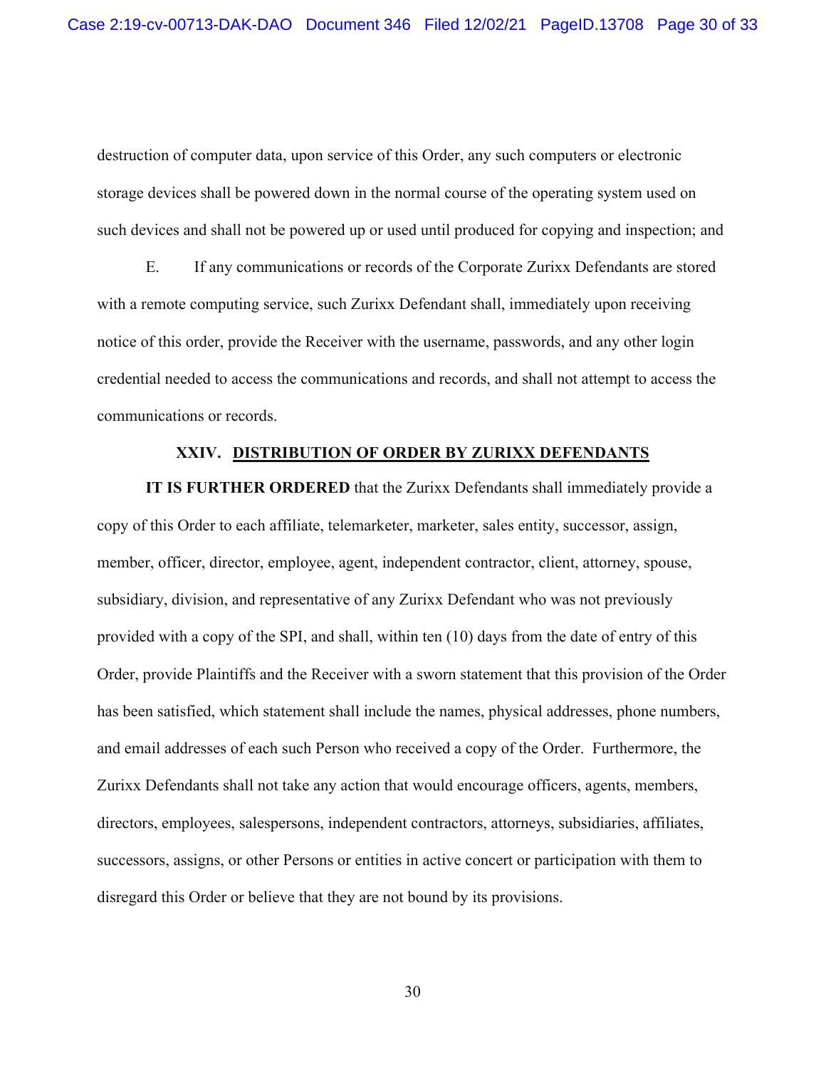destruction of computer data, upon service of this Order, any such computers or electronic storage devices shall be powered down in the normal course of the operating system used on such devices and shall not be powered up or used until produced for copying and inspection; and

E. If any communications or records of the Corporate Zurixx Defendants are stored with a remote computing service, such Zurixx Defendant shall, immediately upon receiving notice of this order, provide the Receiver with the username, passwords, and any other login credential needed to access the communications and records, and shall not attempt to access the communications or records.

## XXIV. DISTRIBUTION OF ORDER BY ZURIXX DEFENDANTS

**IT IS FURTHER ORDERED** that the Zurixx Defendants shall immediately provide a copy of this Order to each affiliate, telemarketer, marketer, sales entity, successor, assign, member, officer, director, employee, agent, independent contractor, client, attorney, spouse, subsidiary, division, and representative of any Zurixx Defendant who was not previously provided with a copy of the SPI, and shall, within ten (10) days from the date of entry of this Order, provide Plaintiffs and the Receiver with a sworn statement that this provision of the Order has been satisfied, which statement shall include the names, physical addresses, phone numbers, and email addresses of each such Person who received a copy of the Order. Furthermore, the Zurixx Defendants shall not take any action that would encourage officers, agents, members, directors, employees, salespersons, independent contractors, attorneys, subsidiaries, affiliates, successors, assigns, or other Persons or entities in active concert or participation with them to disregard this Order or believe that they are not bound by its provisions.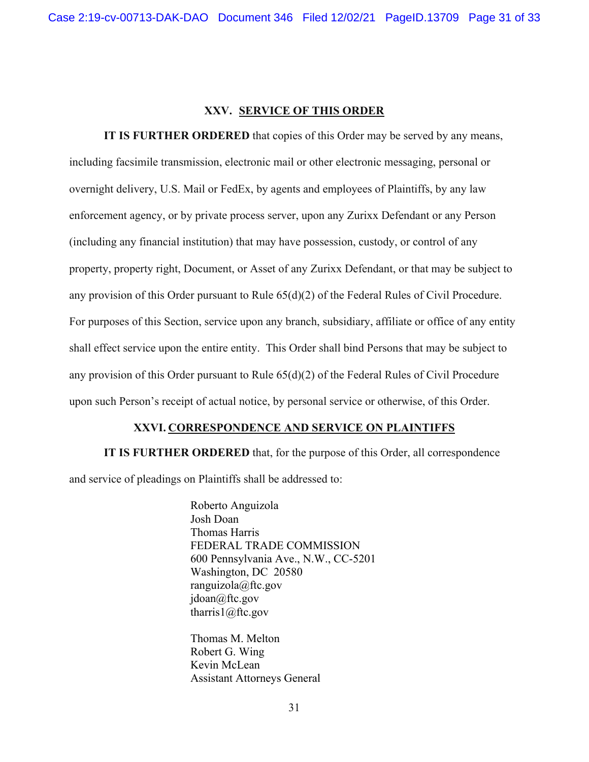## XXV. SERVICE OF THIS ORDER

**IT IS FURTHER ORDERED** that copies of this Order may be served by any means, including facsimile transmission, electronic mail or other electronic messaging, personal or overnight delivery, U.S. Mail or FedEx, by agents and employees of Plaintiffs, by any law enforcement agency, or by private process server, upon any Zurixx Defendant or any Person (including any financial institution) that may have possession, custody, or control of any property, property right, Document, or Asset of any Zurixx Defendant, or that may be subject to any provision of this Order pursuant to Rule 65(d)(2) of the Federal Rules of Civil Procedure. For purposes of this Section, service upon any branch, subsidiary, affiliate or office of any entity shall effect service upon the entire entity. This Order shall bind Persons that may be subject to any provision of this Order pursuant to Rule 65(d)(2) of the Federal Rules of Civil Procedure upon such Person's receipt of actual notice, by personal service or otherwise, of this Order.

## XXVI. CORRESPONDENCE AND SERVICE ON PLAINTIFFS

**IT IS FURTHER ORDERED** that, for the purpose of this Order, all correspondence and service of pleadings on Plaintiffs shall be addressed to:

Roberto Anguizola
Josh Doan
Thomas Harris
FEDERAL TRADE COMMISSION
600 Pennsylvania Ave., N.W., CC-5201
Washington, DC 20580
ranguizola@ftc.gov
jdoan@ftc.gov
tharris1@ftc.gov

Thomas M. Melton
Robert G. Wing
Kevin McLean
Assistant Attorneys General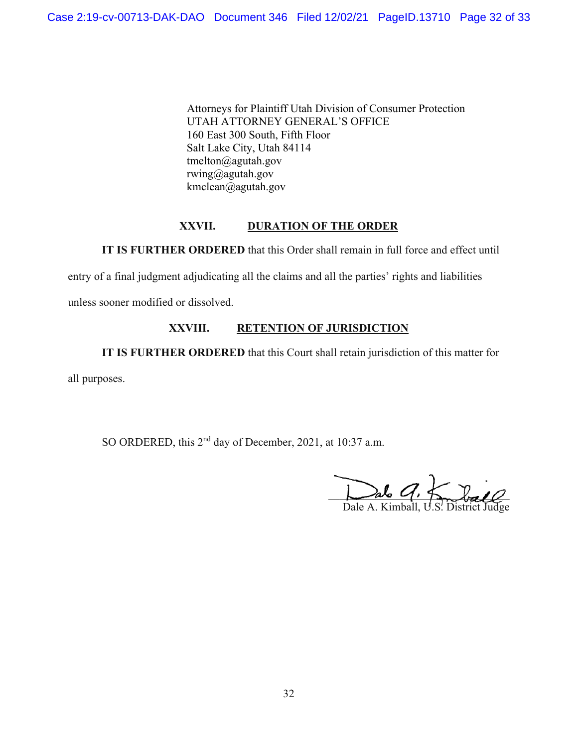Attorneys for Plaintiff Utah Division of Consumer Protection
UTAH ATTORNEY GENERAL'S OFFICE
160 East 300 South, Fifth Floor
Salt Lake City, Utah 84114
tmelton@agutah.gov
rwing@agutah.gov
kmclean@agutah.gov

## XXVII. DURATION OF THE ORDER

**IT IS FURTHER ORDERED** that this Order shall remain in full force and effect until entry of a final judgment adjudicating all the claims and all the parties' rights and liabilities unless sooner modified or dissolved.

## XXVIII. RETENTION OF JURISDICTION

**IT IS FURTHER ORDERED** that this Court shall retain jurisdiction of this matter for all purposes.

SO ORDERED, this 2nd day of December, 2021, at 10:37 a.m.

Dale A. Kimball, U.S. District Judge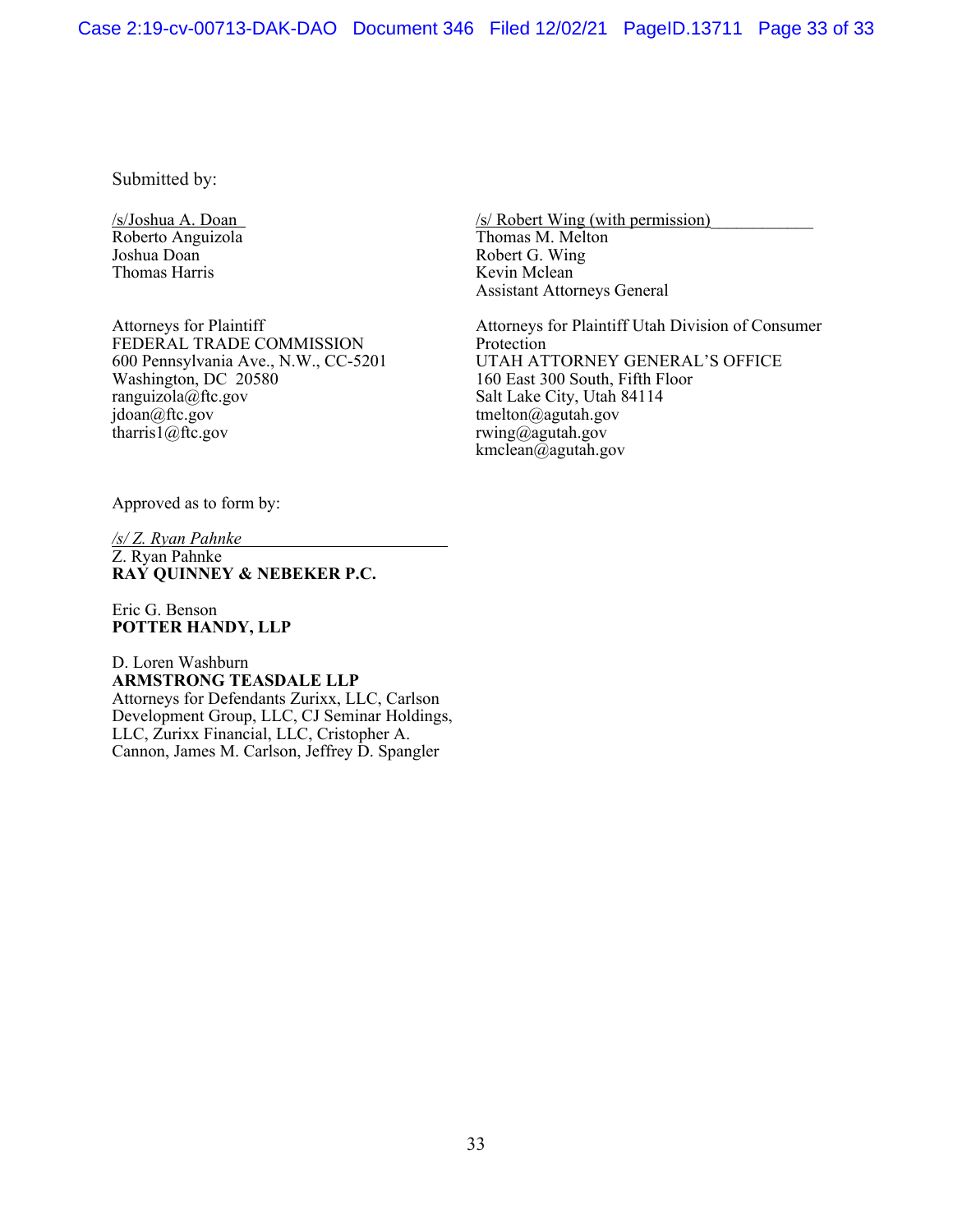Submitted by:

/s/Joshua A. Doan
Roberto Anguizola
Joshua Doan
Thomas Harris

Attorneys for Plaintiff
FEDERAL TRADE COMMISSION
600 Pennsylvania Ave., N.W., CC-5201
Washington, DC 20580
ranguizola@ftc.gov
jdoan@ftc.gov
tharris1@ftc.gov

/s/ Robert Wing (with permission)
Thomas M. Melton
Robert G. Wing
Kevin Mclean
Assistant Attorneys General

Attorneys for Plaintiff Utah Division of Consumer Protection
UTAH ATTORNEY GENERAL'S OFFICE
160 East 300 South, Fifth Floor
Salt Lake City, Utah 84114
tmelton@agutah.gov
rwing@agutah.gov
kmclean@agutah.gov

Approved as to form by:

*/s/ Z. Ryan Pahnke*
Z. Ryan Pahnke
**RAY QUINNEY & NEBEKER P.C.**

Eric G. Benson
**POTTER HANDY, LLP**

D. Loren Washburn
**ARMSTRONG TEASDALE LLP**
Attorneys for Defendants Zurixx, LLC, Carlson Development Group, LLC, CJ Seminar Holdings, LLC, Zurixx Financial, LLC, Cristopher A. Cannon, James M. Carlson, Jeffrey D. Spangler